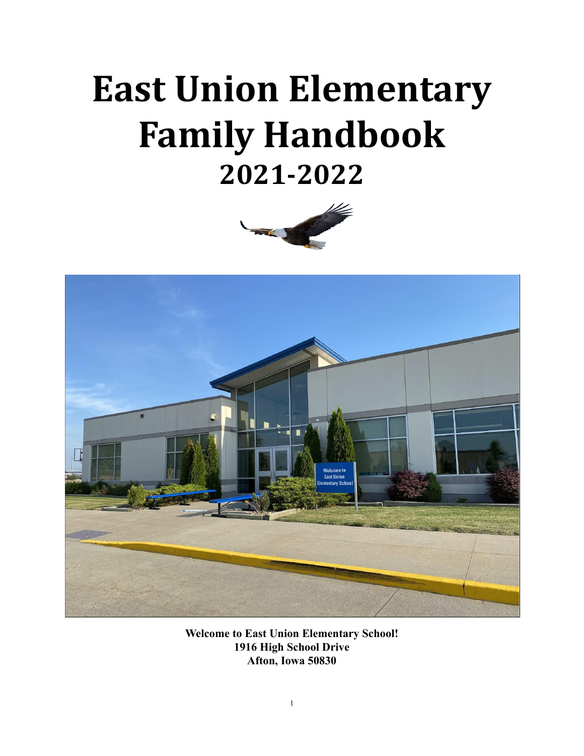# East Union Elementary Family Handbook

## 2021-2022

**Welcome to East Union Elementary School!**
**1916 High School Drive**
**Afton, Iowa 50830**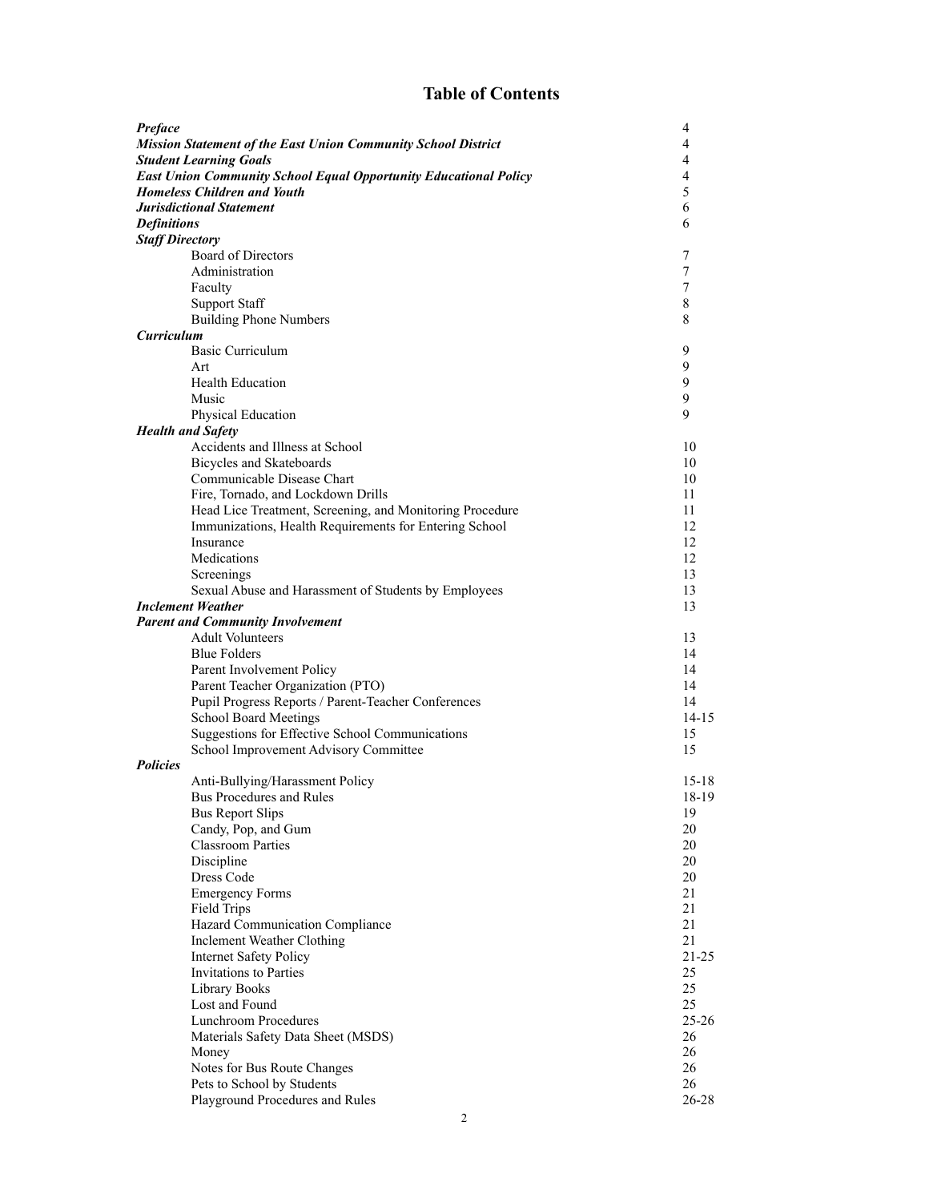# Table of Contents

| | |
|---|---|
| ***Preface*** | 4 |
| ***Mission Statement of the East Union Community School District*** | 4 |
| ***Student Learning Goals*** | 4 |
| ***East Union Community School Equal Opportunity Educational Policy*** | 4 |
| ***Homeless Children and Youth*** | 5 |
| ***Jurisdictional Statement*** | 6 |
| ***Definitions*** | 6 |
| ***Staff Directory*** | |
| Board of Directors | 7 |
| Administration | 7 |
| Faculty | 7 |
| Support Staff | 8 |
| Building Phone Numbers | 8 |
| ***Curriculum*** | |
| Basic Curriculum | 9 |
| Art | 9 |
| Health Education | 9 |
| Music | 9 |
| Physical Education | 9 |
| ***Health and Safety*** | |
| Accidents and Illness at School | 10 |
| Bicycles and Skateboards | 10 |
| Communicable Disease Chart | 10 |
| Fire, Tornado, and Lockdown Drills | 11 |
| Head Lice Treatment, Screening, and Monitoring Procedure | 11 |
| Immunizations, Health Requirements for Entering School | 12 |
| Insurance | 12 |
| Medications | 12 |
| Screenings | 13 |
| Sexual Abuse and Harassment of Students by Employees | 13 |
| ***Inclement Weather*** | 13 |
| ***Parent and Community Involvement*** | |
| Adult Volunteers | 13 |
| Blue Folders | 14 |
| Parent Involvement Policy | 14 |
| Parent Teacher Organization (PTO) | 14 |
| Pupil Progress Reports / Parent-Teacher Conferences | 14 |
| School Board Meetings | 14-15 |
| Suggestions for Effective School Communications | 15 |
| School Improvement Advisory Committee | 15 |
| ***Policies*** | |
| Anti-Bullying/Harassment Policy | 15-18 |
| Bus Procedures and Rules | 18-19 |
| Bus Report Slips | 19 |
| Candy, Pop, and Gum | 20 |
| Classroom Parties | 20 |
| Discipline | 20 |
| Dress Code | 20 |
| Emergency Forms | 21 |
| Field Trips | 21 |
| Hazard Communication Compliance | 21 |
| Inclement Weather Clothing | 21 |
| Internet Safety Policy | 21-25 |
| Invitations to Parties | 25 |
| Library Books | 25 |
| Lost and Found | 25 |
| Lunchroom Procedures | 25-26 |
| Materials Safety Data Sheet (MSDS) | 26 |
| Money | 26 |
| Notes for Bus Route Changes | 26 |
| Pets to School by Students | 26 |
| Playground Procedures and Rules | 26-28 |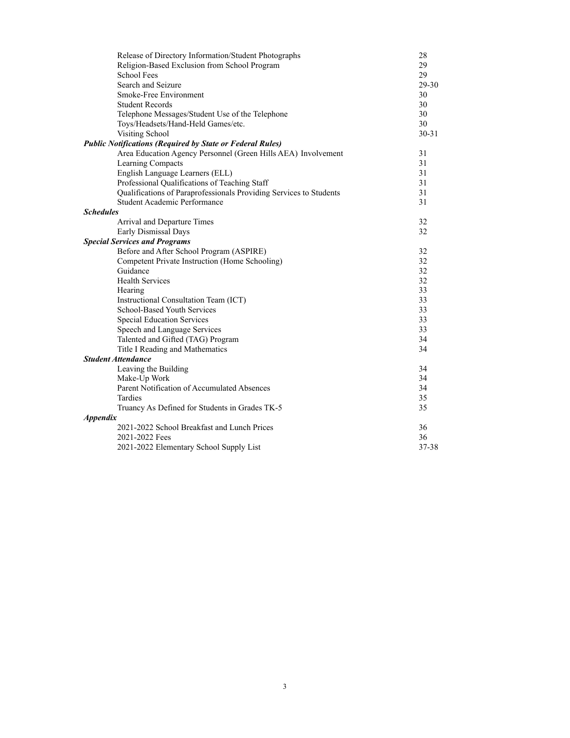| | |
|---|---|
| Release of Directory Information/Student Photographs | 28 |
| Religion-Based Exclusion from School Program | 29 |
| School Fees | 29 |
| Search and Seizure | 29-30 |
| Smoke-Free Environment | 30 |
| Student Records | 30 |
| Telephone Messages/Student Use of the Telephone | 30 |
| Toys/Headsets/Hand-Held Games/etc. | 30 |
| Visiting School | 30-31 |
| ***Public Notifications (Required by State or Federal Rules)*** | |
| Area Education Agency Personnel (Green Hills AEA) Involvement | 31 |
| Learning Compacts | 31 |
| English Language Learners (ELL) | 31 |
| Professional Qualifications of Teaching Staff | 31 |
| Qualifications of Paraprofessionals Providing Services to Students | 31 |
| Student Academic Performance | 31 |
| ***Schedules*** | |
| Arrival and Departure Times | 32 |
| Early Dismissal Days | 32 |
| ***Special Services and Programs*** | |
| Before and After School Program (ASPIRE) | 32 |
| Competent Private Instruction (Home Schooling) | 32 |
| Guidance | 32 |
| Health Services | 32 |
| Hearing | 33 |
| Instructional Consultation Team (ICT) | 33 |
| School-Based Youth Services | 33 |
| Special Education Services | 33 |
| Speech and Language Services | 33 |
| Talented and Gifted (TAG) Program | 34 |
| Title I Reading and Mathematics | 34 |
| ***Student Attendance*** | |
| Leaving the Building | 34 |
| Make-Up Work | 34 |
| Parent Notification of Accumulated Absences | 34 |
| Tardies | 35 |
| Truancy As Defined for Students in Grades TK-5 | 35 |
| ***Appendix*** | |
| 2021-2022 School Breakfast and Lunch Prices | 36 |
| 2021-2022 Fees | 36 |
| 2021-2022 Elementary School Supply List | 37-38 |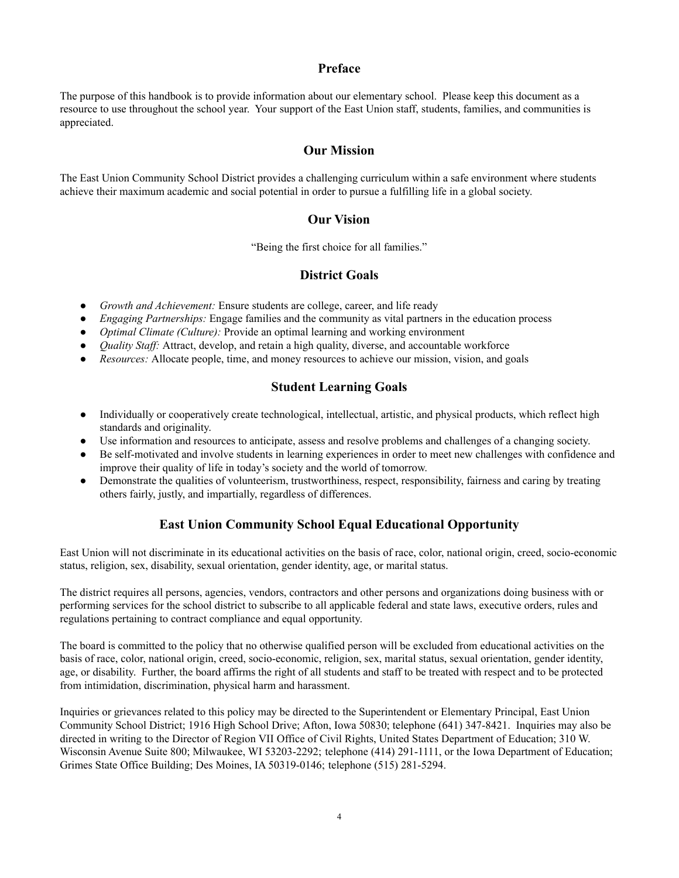## Preface

The purpose of this handbook is to provide information about our elementary school. Please keep this document as a resource to use throughout the school year. Your support of the East Union staff, students, families, and communities is appreciated.

## Our Mission

The East Union Community School District provides a challenging curriculum within a safe environment where students achieve their maximum academic and social potential in order to pursue a fulfilling life in a global society.

## Our Vision

"Being the first choice for all families."

## District Goals

- *Growth and Achievement:* Ensure students are college, career, and life ready
- *Engaging Partnerships:* Engage families and the community as vital partners in the education process
- *Optimal Climate (Culture):* Provide an optimal learning and working environment
- *Quality Staff:* Attract, develop, and retain a high quality, diverse, and accountable workforce
- *Resources:* Allocate people, time, and money resources to achieve our mission, vision, and goals

## Student Learning Goals

- Individually or cooperatively create technological, intellectual, artistic, and physical products, which reflect high standards and originality.
- Use information and resources to anticipate, assess and resolve problems and challenges of a changing society.
- Be self-motivated and involve students in learning experiences in order to meet new challenges with confidence and improve their quality of life in today's society and the world of tomorrow.
- Demonstrate the qualities of volunteerism, trustworthiness, respect, responsibility, fairness and caring by treating others fairly, justly, and impartially, regardless of differences.

## East Union Community School Equal Educational Opportunity

East Union will not discriminate in its educational activities on the basis of race, color, national origin, creed, socio-economic status, religion, sex, disability, sexual orientation, gender identity, age, or marital status.

The district requires all persons, agencies, vendors, contractors and other persons and organizations doing business with or performing services for the school district to subscribe to all applicable federal and state laws, executive orders, rules and regulations pertaining to contract compliance and equal opportunity.

The board is committed to the policy that no otherwise qualified person will be excluded from educational activities on the basis of race, color, national origin, creed, socio-economic, religion, sex, marital status, sexual orientation, gender identity, age, or disability. Further, the board affirms the right of all students and staff to be treated with respect and to be protected from intimidation, discrimination, physical harm and harassment.

Inquiries or grievances related to this policy may be directed to the Superintendent or Elementary Principal, East Union Community School District; 1916 High School Drive; Afton, Iowa 50830; telephone (641) 347-8421. Inquiries may also be directed in writing to the Director of Region VII Office of Civil Rights, United States Department of Education; 310 W. Wisconsin Avenue Suite 800; Milwaukee, WI 53203-2292; telephone (414) 291-1111, or the Iowa Department of Education; Grimes State Office Building; Des Moines, IA 50319-0146; telephone (515) 281-5294.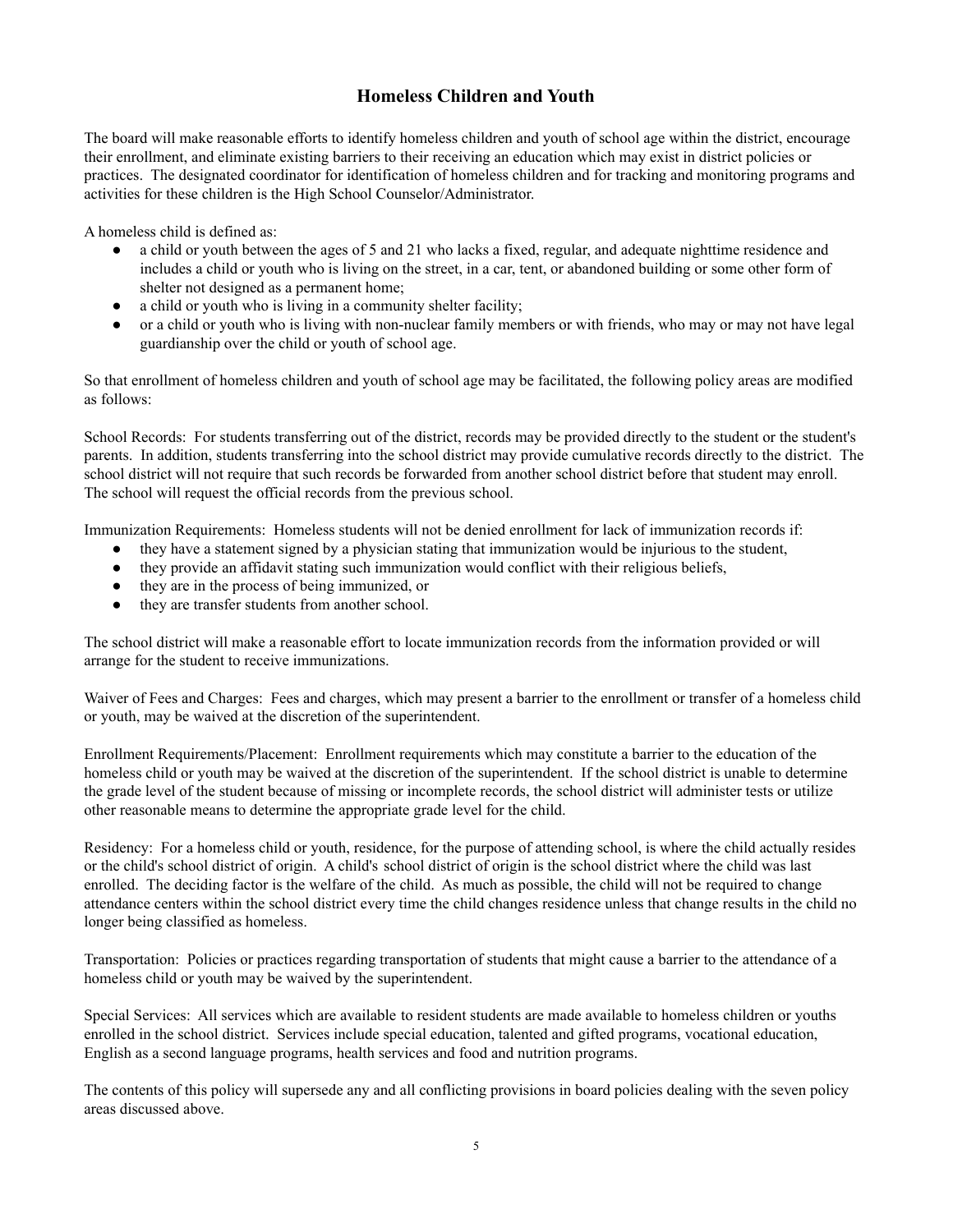# Homeless Children and Youth

The board will make reasonable efforts to identify homeless children and youth of school age within the district, encourage their enrollment, and eliminate existing barriers to their receiving an education which may exist in district policies or practices. The designated coordinator for identification of homeless children and for tracking and monitoring programs and activities for these children is the High School Counselor/Administrator.

A homeless child is defined as:

- a child or youth between the ages of 5 and 21 who lacks a fixed, regular, and adequate nighttime residence and includes a child or youth who is living on the street, in a car, tent, or abandoned building or some other form of shelter not designed as a permanent home;
- a child or youth who is living in a community shelter facility;
- or a child or youth who is living with non-nuclear family members or with friends, who may or may not have legal guardianship over the child or youth of school age.

So that enrollment of homeless children and youth of school age may be facilitated, the following policy areas are modified as follows:

School Records: For students transferring out of the district, records may be provided directly to the student or the student's parents. In addition, students transferring into the school district may provide cumulative records directly to the district. The school district will not require that such records be forwarded from another school district before that student may enroll. The school will request the official records from the previous school.

Immunization Requirements: Homeless students will not be denied enrollment for lack of immunization records if:

- they have a statement signed by a physician stating that immunization would be injurious to the student,
- they provide an affidavit stating such immunization would conflict with their religious beliefs,
- they are in the process of being immunized, or
- they are transfer students from another school.

The school district will make a reasonable effort to locate immunization records from the information provided or will arrange for the student to receive immunizations.

Waiver of Fees and Charges: Fees and charges, which may present a barrier to the enrollment or transfer of a homeless child or youth, may be waived at the discretion of the superintendent.

Enrollment Requirements/Placement: Enrollment requirements which may constitute a barrier to the education of the homeless child or youth may be waived at the discretion of the superintendent. If the school district is unable to determine the grade level of the student because of missing or incomplete records, the school district will administer tests or utilize other reasonable means to determine the appropriate grade level for the child.

Residency: For a homeless child or youth, residence, for the purpose of attending school, is where the child actually resides or the child's school district of origin. A child's school district of origin is the school district where the child was last enrolled. The deciding factor is the welfare of the child. As much as possible, the child will not be required to change attendance centers within the school district every time the child changes residence unless that change results in the child no longer being classified as homeless.

Transportation: Policies or practices regarding transportation of students that might cause a barrier to the attendance of a homeless child or youth may be waived by the superintendent.

Special Services: All services which are available to resident students are made available to homeless children or youths enrolled in the school district. Services include special education, talented and gifted programs, vocational education, English as a second language programs, health services and food and nutrition programs.

The contents of this policy will supersede any and all conflicting provisions in board policies dealing with the seven policy areas discussed above.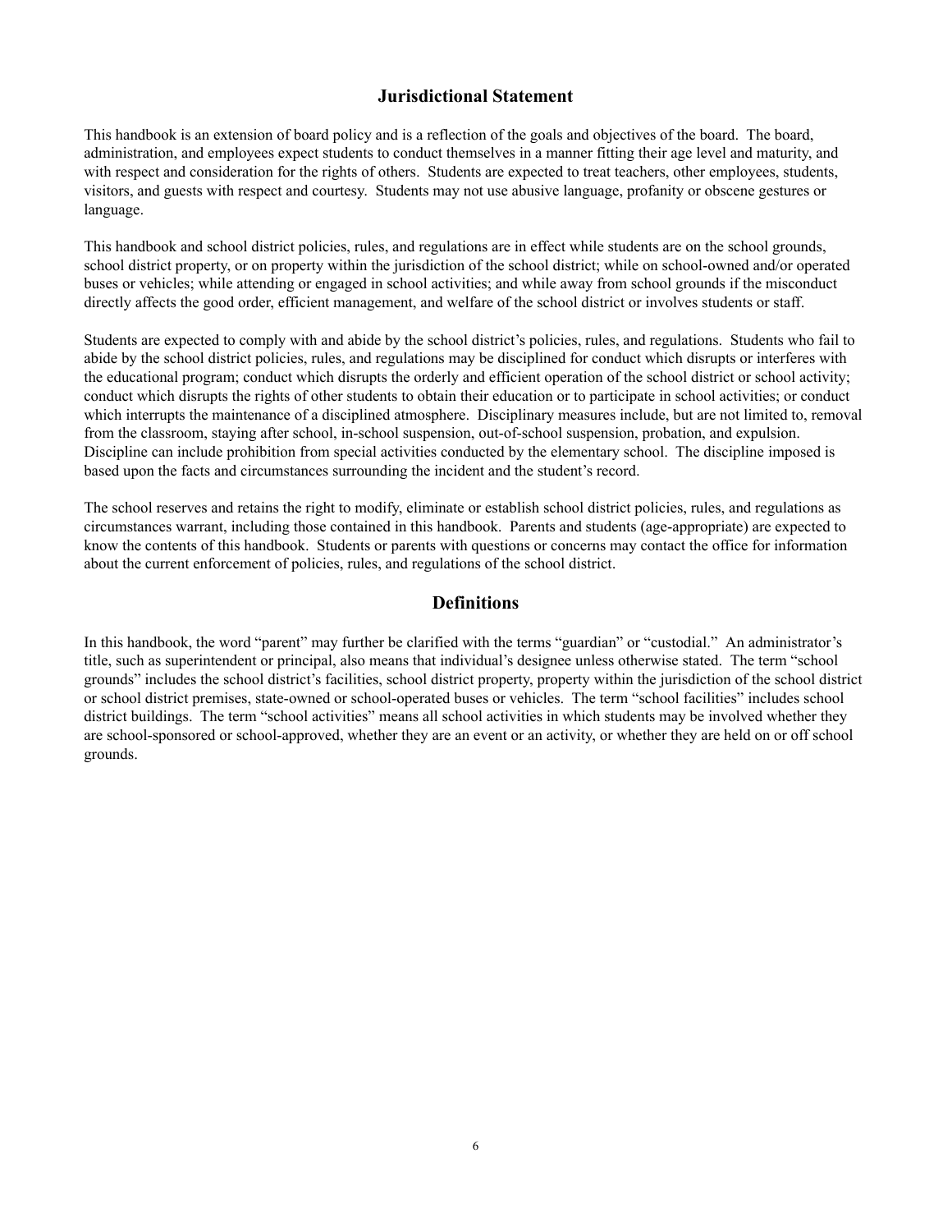## Jurisdictional Statement

This handbook is an extension of board policy and is a reflection of the goals and objectives of the board. The board, administration, and employees expect students to conduct themselves in a manner fitting their age level and maturity, and with respect and consideration for the rights of others. Students are expected to treat teachers, other employees, students, visitors, and guests with respect and courtesy. Students may not use abusive language, profanity or obscene gestures or language.

This handbook and school district policies, rules, and regulations are in effect while students are on the school grounds, school district property, or on property within the jurisdiction of the school district; while on school-owned and/or operated buses or vehicles; while attending or engaged in school activities; and while away from school grounds if the misconduct directly affects the good order, efficient management, and welfare of the school district or involves students or staff.

Students are expected to comply with and abide by the school district's policies, rules, and regulations. Students who fail to abide by the school district policies, rules, and regulations may be disciplined for conduct which disrupts or interferes with the educational program; conduct which disrupts the orderly and efficient operation of the school district or school activity; conduct which disrupts the rights of other students to obtain their education or to participate in school activities; or conduct which interrupts the maintenance of a disciplined atmosphere. Disciplinary measures include, but are not limited to, removal from the classroom, staying after school, in-school suspension, out-of-school suspension, probation, and expulsion. Discipline can include prohibition from special activities conducted by the elementary school. The discipline imposed is based upon the facts and circumstances surrounding the incident and the student's record.

The school reserves and retains the right to modify, eliminate or establish school district policies, rules, and regulations as circumstances warrant, including those contained in this handbook. Parents and students (age-appropriate) are expected to know the contents of this handbook. Students or parents with questions or concerns may contact the office for information about the current enforcement of policies, rules, and regulations of the school district.

## Definitions

In this handbook, the word "parent" may further be clarified with the terms "guardian" or "custodial." An administrator's title, such as superintendent or principal, also means that individual's designee unless otherwise stated. The term "school grounds" includes the school district's facilities, school district property, property within the jurisdiction of the school district or school district premises, state-owned or school-operated buses or vehicles. The term "school facilities" includes school district buildings. The term "school activities" means all school activities in which students may be involved whether they are school-sponsored or school-approved, whether they are an event or an activity, or whether they are held on or off school grounds.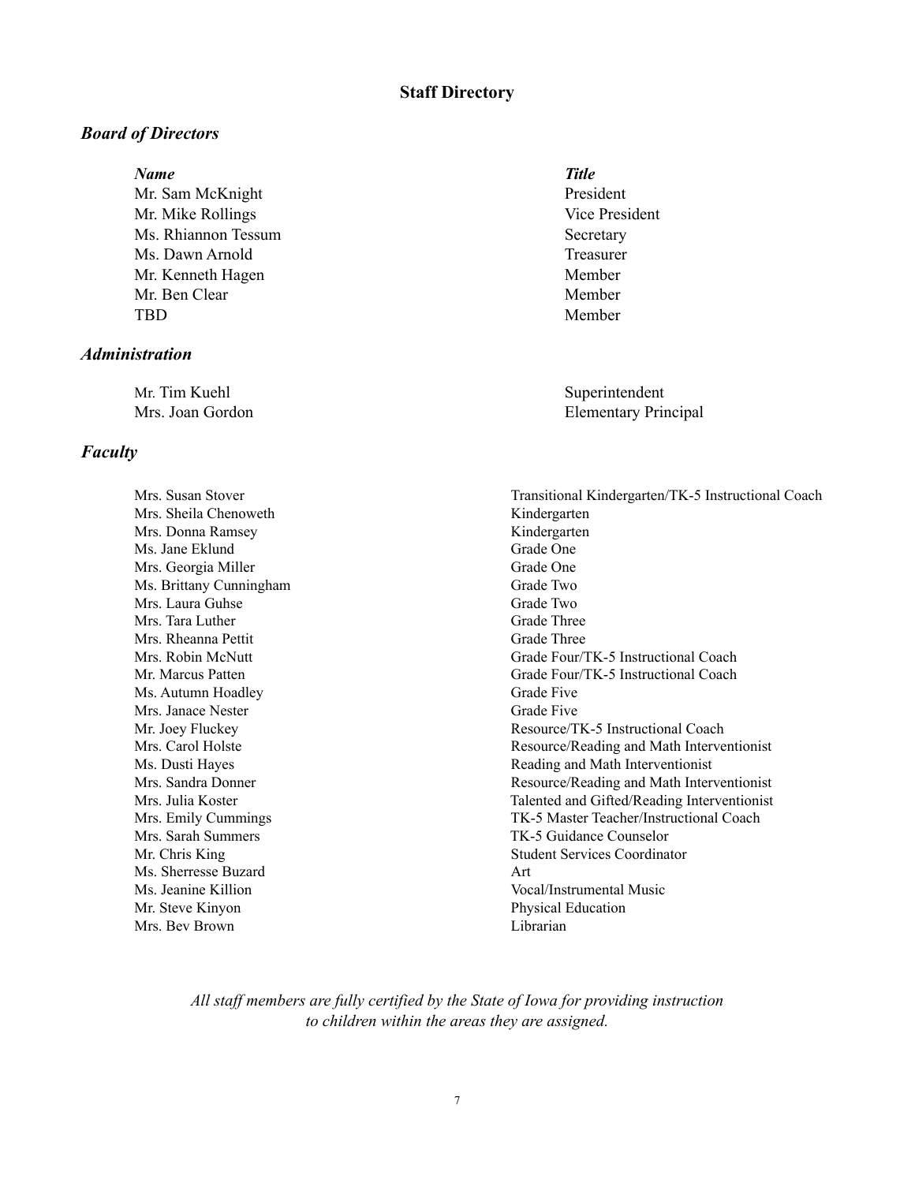# Staff Directory

## *Board of Directors*

| ***Name*** | ***Title*** |
| --- | --- |
| Mr. Sam McKnight | President |
| Mr. Mike Rollings | Vice President |
| Ms. Rhiannon Tessum | Secretary |
| Ms. Dawn Arnold | Treasurer |
| Mr. Kenneth Hagen | Member |
| Mr. Ben Clear | Member |
| TBD | Member |

## *Administration*

| | |
| --- | --- |
| Mr. Tim Kuehl | Superintendent |
| Mrs. Joan Gordon | Elementary Principal |

## *Faculty*

| | |
| --- | --- |
| Mrs. Susan Stover | Transitional Kindergarten/TK-5 Instructional Coach |
| Mrs. Sheila Chenoweth | Kindergarten |
| Mrs. Donna Ramsey | Kindergarten |
| Ms. Jane Eklund | Grade One |
| Mrs. Georgia Miller | Grade One |
| Ms. Brittany Cunningham | Grade Two |
| Mrs. Laura Guhse | Grade Two |
| Mrs. Tara Luther | Grade Three |
| Mrs. Rheanna Pettit | Grade Three |
| Mrs. Robin McNutt | Grade Four/TK-5 Instructional Coach |
| Mr. Marcus Patten | Grade Four/TK-5 Instructional Coach |
| Ms. Autumn Hoadley | Grade Five |
| Mrs. Janace Nester | Grade Five |
| Mr. Joey Fluckey | Resource/TK-5 Instructional Coach |
| Mrs. Carol Holste | Resource/Reading and Math Interventionist |
| Ms. Dusti Hayes | Reading and Math Interventionist |
| Mrs. Sandra Donner | Resource/Reading and Math Interventionist |
| Mrs. Julia Koster | Talented and Gifted/Reading Interventionist |
| Mrs. Emily Cummings | TK-5 Master Teacher/Instructional Coach |
| Mrs. Sarah Summers | TK-5 Guidance Counselor |
| Mr. Chris King | Student Services Coordinator |
| Ms. Sherresse Buzard | Art |
| Ms. Jeanine Killion | Vocal/Instrumental Music |
| Mr. Steve Kinyon | Physical Education |
| Mrs. Bev Brown | Librarian |

*All staff members are fully certified by the State of Iowa for providing instruction to children within the areas they are assigned.*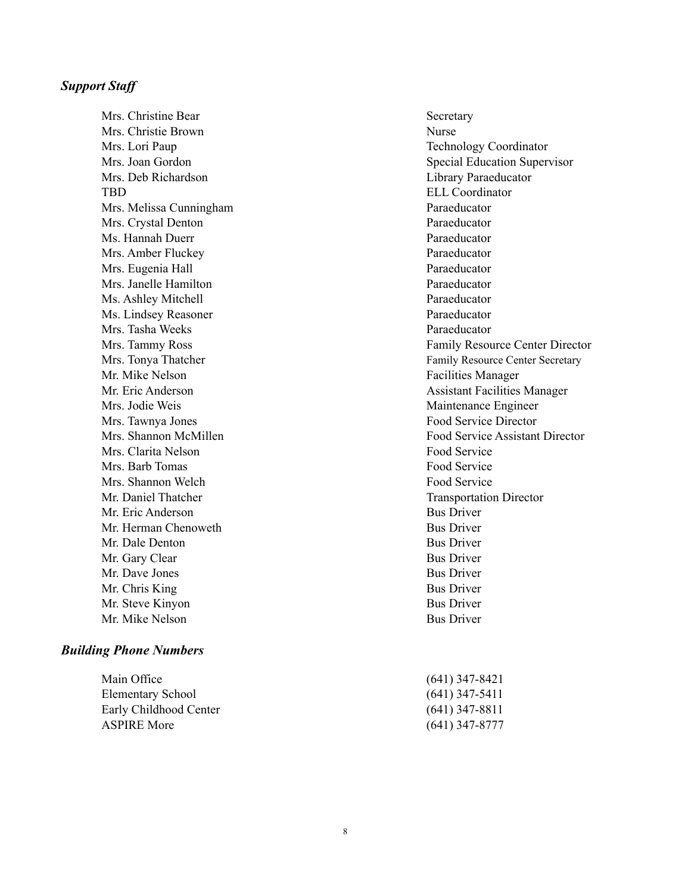### *Support Staff*

| | |
|---|---|
| Mrs. Christine Bear | Secretary |
| Mrs. Christie Brown | Nurse |
| Mrs. Lori Paup | Technology Coordinator |
| Mrs. Joan Gordon | Special Education Supervisor |
| Mrs. Deb Richardson | Library Paraeducator |
| TBD | ELL Coordinator |
| Mrs. Melissa Cunningham | Paraeducator |
| Mrs. Crystal Denton | Paraeducator |
| Ms. Hannah Duerr | Paraeducator |
| Mrs. Amber Fluckey | Paraeducator |
| Mrs. Eugenia Hall | Paraeducator |
| Mrs. Janelle Hamilton | Paraeducator |
| Ms. Ashley Mitchell | Paraeducator |
| Ms. Lindsey Reasoner | Paraeducator |
| Mrs. Tasha Weeks | Paraeducator |
| Mrs. Tammy Ross | Family Resource Center Director |
| Mrs. Tonya Thatcher | Family Resource Center Secretary |
| Mr. Mike Nelson | Facilities Manager |
| Mr. Eric Anderson | Assistant Facilities Manager |
| Mrs. Jodie Weis | Maintenance Engineer |
| Mrs. Tawnya Jones | Food Service Director |
| Mrs. Shannon McMillen | Food Service Assistant Director |
| Mrs. Clarita Nelson | Food Service |
| Mrs. Barb Tomas | Food Service |
| Mrs. Shannon Welch | Food Service |
| Mr. Daniel Thatcher | Transportation Director |
| Mr. Eric Anderson | Bus Driver |
| Mr. Herman Chenoweth | Bus Driver |
| Mr. Dale Denton | Bus Driver |
| Mr. Gary Clear | Bus Driver |
| Mr. Dave Jones | Bus Driver |
| Mr. Chris King | Bus Driver |
| Mr. Steve Kinyon | Bus Driver |
| Mr. Mike Nelson | Bus Driver |

### *Building Phone Numbers*

| | |
|---|---|
| Main Office | (641) 347-8421 |
| Elementary School | (641) 347-5411 |
| Early Childhood Center | (641) 347-8811 |
| ASPIRE More | (641) 347-8777 |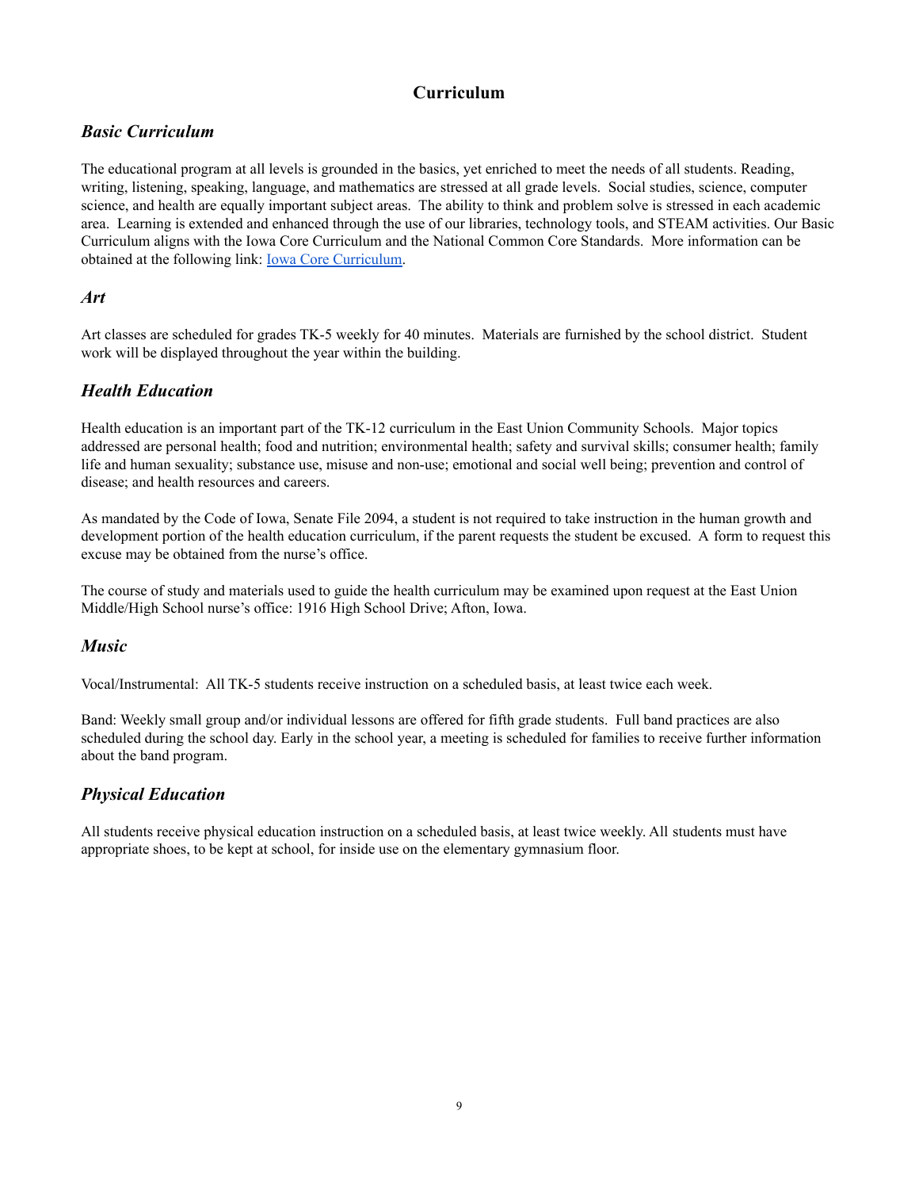# Curriculum

## *Basic Curriculum*

The educational program at all levels is grounded in the basics, yet enriched to meet the needs of all students. Reading, writing, listening, speaking, language, and mathematics are stressed at all grade levels. Social studies, science, computer science, and health are equally important subject areas. The ability to think and problem solve is stressed in each academic area. Learning is extended and enhanced through the use of our libraries, technology tools, and STEAM activities. Our Basic Curriculum aligns with the Iowa Core Curriculum and the National Common Core Standards. More information can be obtained at the following link: Iowa Core Curriculum.

## *Art*

Art classes are scheduled for grades TK-5 weekly for 40 minutes. Materials are furnished by the school district. Student work will be displayed throughout the year within the building.

## *Health Education*

Health education is an important part of the TK-12 curriculum in the East Union Community Schools. Major topics addressed are personal health; food and nutrition; environmental health; safety and survival skills; consumer health; family life and human sexuality; substance use, misuse and non-use; emotional and social well being; prevention and control of disease; and health resources and careers.

As mandated by the Code of Iowa, Senate File 2094, a student is not required to take instruction in the human growth and development portion of the health education curriculum, if the parent requests the student be excused. A form to request this excuse may be obtained from the nurse's office.

The course of study and materials used to guide the health curriculum may be examined upon request at the East Union Middle/High School nurse's office: 1916 High School Drive; Afton, Iowa.

## *Music*

Vocal/Instrumental: All TK-5 students receive instruction on a scheduled basis, at least twice each week.

Band: Weekly small group and/or individual lessons are offered for fifth grade students. Full band practices are also scheduled during the school day. Early in the school year, a meeting is scheduled for families to receive further information about the band program.

## *Physical Education*

All students receive physical education instruction on a scheduled basis, at least twice weekly. All students must have appropriate shoes, to be kept at school, for inside use on the elementary gymnasium floor.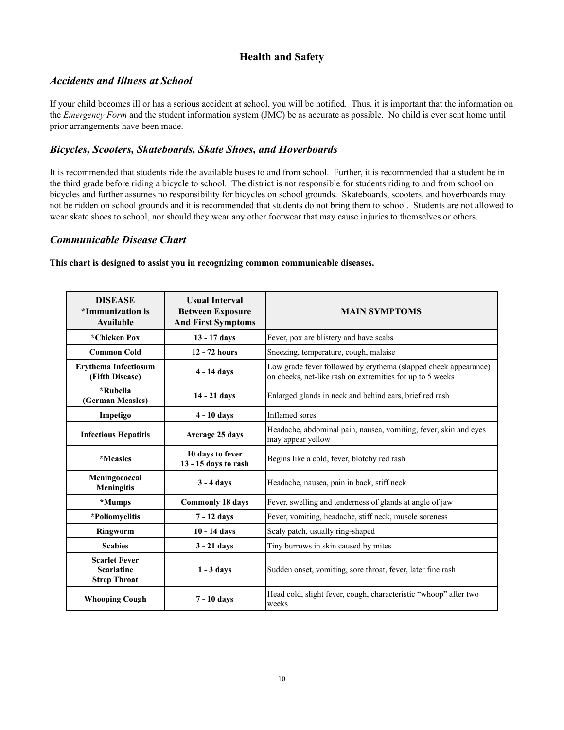# Health and Safety

## *Accidents and Illness at School*

If your child becomes ill or has a serious accident at school, you will be notified. Thus, it is important that the information on the *Emergency Form* and the student information system (JMC) be as accurate as possible. No child is ever sent home until prior arrangements have been made.

## *Bicycles, Scooters, Skateboards, Skate Shoes, and Hoverboards*

It is recommended that students ride the available buses to and from school. Further, it is recommended that a student be in the third grade before riding a bicycle to school. The district is not responsible for students riding to and from school on bicycles and further assumes no responsibility for bicycles on school grounds. Skateboards, scooters, and hoverboards may not be ridden on school grounds and it is recommended that students do not bring them to school. Students are not allowed to wear skate shoes to school, nor should they wear any other footwear that may cause injuries to themselves or others.

## *Communicable Disease Chart*

**This chart is designed to assist you in recognizing common communicable diseases.**

| DISEASE *Immunization is Available | Usual Interval Between Exposure And First Symptoms | MAIN SYMPTOMS |
|---|---|---|
| **\*Chicken Pox** | **13 - 17 days** | Fever, pox are blistery and have scabs |
| **Common Cold** | **12 - 72 hours** | Sneezing, temperature, cough, malaise |
| **Erythema Infectiosum (Fifth Disease)** | **4 - 14 days** | Low grade fever followed by erythema (slapped cheek appearance) on cheeks, net-like rash on extremities for up to 5 weeks |
| **\*Rubella (German Measles)** | **14 - 21 days** | Enlarged glands in neck and behind ears, brief red rash |
| **Impetigo** | **4 - 10 days** | Inflamed sores |
| **Infectious Hepatitis** | **Average 25 days** | Headache, abdominal pain, nausea, vomiting, fever, skin and eyes may appear yellow |
| **\*Measles** | **10 days to fever 13 - 15 days to rash** | Begins like a cold, fever, blotchy red rash |
| **Meningococcal Meningitis** | **3 - 4 days** | Headache, nausea, pain in back, stiff neck |
| **\*Mumps** | **Commonly 18 days** | Fever, swelling and tenderness of glands at angle of jaw |
| **\*Poliomyelitis** | **7 - 12 days** | Fever, vomiting, headache, stiff neck, muscle soreness |
| **Ringworm** | **10 - 14 days** | Scaly patch, usually ring-shaped |
| **Scabies** | **3 - 21 days** | Tiny burrows in skin caused by mites |
| **Scarlet Fever Scarlatine Strep Throat** | **1 - 3 days** | Sudden onset, vomiting, sore throat, fever, later fine rash |
| **Whooping Cough** | **7 - 10 days** | Head cold, slight fever, cough, characteristic "whoop" after two weeks |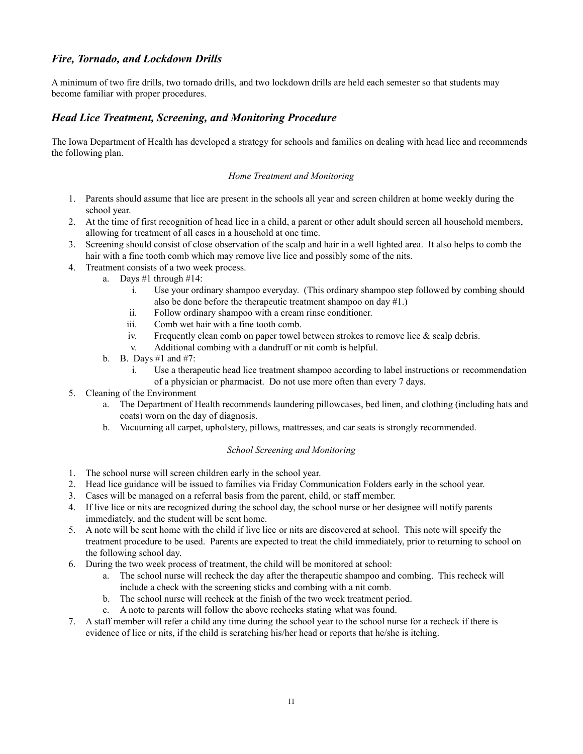## *Fire, Tornado, and Lockdown Drills*

A minimum of two fire drills, two tornado drills, and two lockdown drills are held each semester so that students may become familiar with proper procedures.

## *Head Lice Treatment, Screening, and Monitoring Procedure*

The Iowa Department of Health has developed a strategy for schools and families on dealing with head lice and recommends the following plan.

*Home Treatment and Monitoring*

1. Parents should assume that lice are present in the schools all year and screen children at home weekly during the school year.
2. At the time of first recognition of head lice in a child, a parent or other adult should screen all household members, allowing for treatment of all cases in a household at one time.
3. Screening should consist of close observation of the scalp and hair in a well lighted area. It also helps to comb the hair with a fine tooth comb which may remove live lice and possibly some of the nits.
4. Treatment consists of a two week process.
    a. Days #1 through #14:
        i. Use your ordinary shampoo everyday. (This ordinary shampoo step followed by combing should also be done before the therapeutic treatment shampoo on day #1.)
        ii. Follow ordinary shampoo with a cream rinse conditioner.
        iii. Comb wet hair with a fine tooth comb.
        iv. Frequently clean comb on paper towel between strokes to remove lice & scalp debris.
        v. Additional combing with a dandruff or nit comb is helpful.
    b. B. Days #1 and #7:
        i. Use a therapeutic head lice treatment shampoo according to label instructions or recommendation of a physician or pharmacist. Do not use more often than every 7 days.
5. Cleaning of the Environment
    a. The Department of Health recommends laundering pillowcases, bed linen, and clothing (including hats and coats) worn on the day of diagnosis.
    b. Vacuuming all carpet, upholstery, pillows, mattresses, and car seats is strongly recommended.

*School Screening and Monitoring*

1. The school nurse will screen children early in the school year.
2. Head lice guidance will be issued to families via Friday Communication Folders early in the school year.
3. Cases will be managed on a referral basis from the parent, child, or staff member.
4. If live lice or nits are recognized during the school day, the school nurse or her designee will notify parents immediately, and the student will be sent home.
5. A note will be sent home with the child if live lice or nits are discovered at school. This note will specify the treatment procedure to be used. Parents are expected to treat the child immediately, prior to returning to school on the following school day.
6. During the two week process of treatment, the child will be monitored at school:
    a. The school nurse will recheck the day after the therapeutic shampoo and combing. This recheck will include a check with the screening sticks and combing with a nit comb.
    b. The school nurse will recheck at the finish of the two week treatment period.
    c. A note to parents will follow the above rechecks stating what was found.
7. A staff member will refer a child any time during the school year to the school nurse for a recheck if there is evidence of lice or nits, if the child is scratching his/her head or reports that he/she is itching.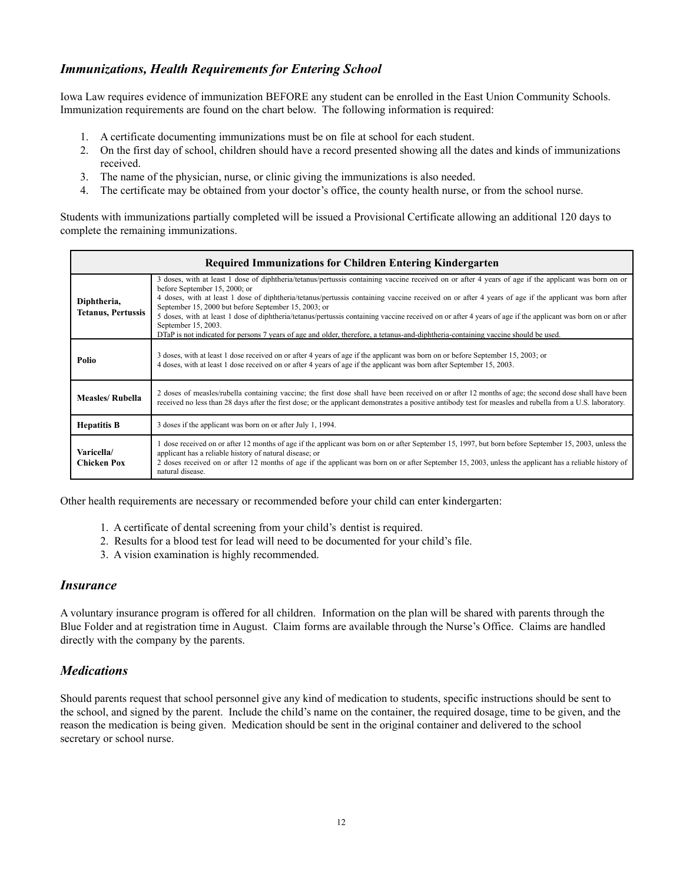## *Immunizations, Health Requirements for Entering School*

Iowa Law requires evidence of immunization BEFORE any student can be enrolled in the East Union Community Schools. Immunization requirements are found on the chart below. The following information is required:

1. A certificate documenting immunizations must be on file at school for each student.
2. On the first day of school, children should have a record presented showing all the dates and kinds of immunizations received.
3. The name of the physician, nurse, or clinic giving the immunizations is also needed.
4. The certificate may be obtained from your doctor's office, the county health nurse, or from the school nurse.

Students with immunizations partially completed will be issued a Provisional Certificate allowing an additional 120 days to complete the remaining immunizations.

| **Required Immunizations for Children Entering Kindergarten** | |
|---|---|
| **Diphtheria, Tetanus, Pertussis** | 3 doses, with at least 1 dose of diphtheria/tetanus/pertussis containing vaccine received on or after 4 years of age if the applicant was born on or before September 15, 2000; or<br>4 doses, with at least 1 dose of diphtheria/tetanus/pertussis containing vaccine received on or after 4 years of age if the applicant was born after September 15, 2000 but before September 15, 2003; or<br>5 doses, with at least 1 dose of diphtheria/tetanus/pertussis containing vaccine received on or after 4 years of age if the applicant was born on or after September 15, 2003.<br>DTaP is not indicated for persons 7 years of age and older, therefore, a tetanus-and-diphtheria-containing vaccine should be used. |
| **Polio** | 3 doses, with at least 1 dose received on or after 4 years of age if the applicant was born on or before September 15, 2003; or<br>4 doses, with at least 1 dose received on or after 4 years of age if the applicant was born after September 15, 2003. |
| **Measles/ Rubella** | 2 doses of measles/rubella containing vaccine; the first dose shall have been received on or after 12 months of age; the second dose shall have been received no less than 28 days after the first dose; or the applicant demonstrates a positive antibody test for measles and rubella from a U.S. laboratory. |
| **Hepatitis B** | 3 doses if the applicant was born on or after July 1, 1994. |
| **Varicella/ Chicken Pox** | 1 dose received on or after 12 months of age if the applicant was born on or after September 15, 1997, but born before September 15, 2003, unless the applicant has a reliable history of natural disease; or<br>2 doses received on or after 12 months of age if the applicant was born on or after September 15, 2003, unless the applicant has a reliable history of natural disease. |

Other health requirements are necessary or recommended before your child can enter kindergarten:

1. A certificate of dental screening from your child's dentist is required.
2. Results for a blood test for lead will need to be documented for your child's file.
3. A vision examination is highly recommended.

## *Insurance*

A voluntary insurance program is offered for all children. Information on the plan will be shared with parents through the Blue Folder and at registration time in August. Claim forms are available through the Nurse's Office. Claims are handled directly with the company by the parents.

## *Medications*

Should parents request that school personnel give any kind of medication to students, specific instructions should be sent to the school, and signed by the parent. Include the child's name on the container, the required dosage, time to be given, and the reason the medication is being given. Medication should be sent in the original container and delivered to the school secretary or school nurse.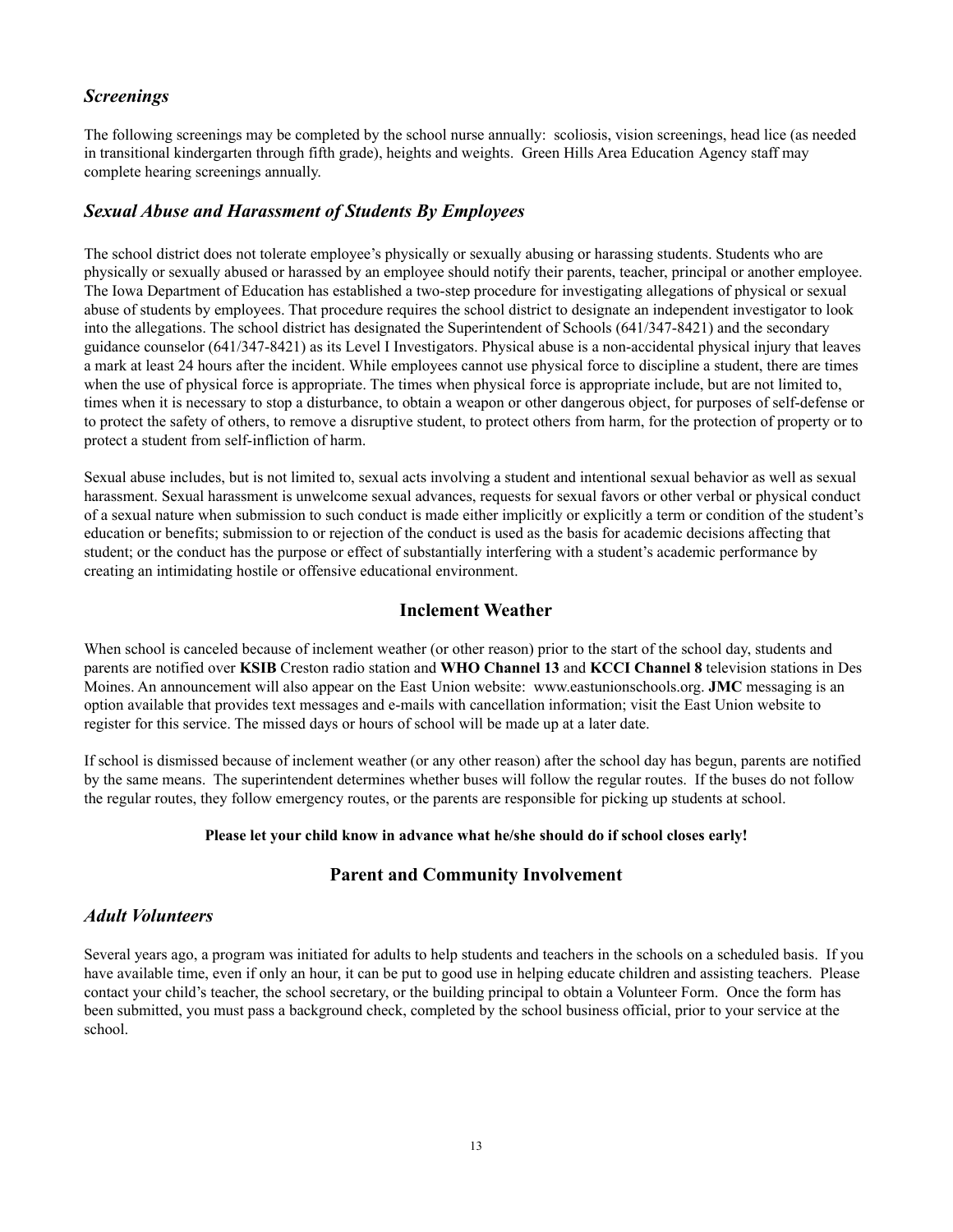### *Screenings*

The following screenings may be completed by the school nurse annually:  scoliosis, vision screenings, head lice (as needed in transitional kindergarten through fifth grade), heights and weights.  Green Hills Area Education Agency staff may complete hearing screenings annually.

### *Sexual Abuse and Harassment of Students By Employees*

The school district does not tolerate employee's physically or sexually abusing or harassing students. Students who are physically or sexually abused or harassed by an employee should notify their parents, teacher, principal or another employee. The Iowa Department of Education has established a two-step procedure for investigating allegations of physical or sexual abuse of students by employees. That procedure requires the school district to designate an independent investigator to look into the allegations. The school district has designated the Superintendent of Schools (641/347-8421) and the secondary guidance counselor (641/347-8421) as its Level I Investigators. Physical abuse is a non-accidental physical injury that leaves a mark at least 24 hours after the incident. While employees cannot use physical force to discipline a student, there are times when the use of physical force is appropriate. The times when physical force is appropriate include, but are not limited to, times when it is necessary to stop a disturbance, to obtain a weapon or other dangerous object, for purposes of self-defense or to protect the safety of others, to remove a disruptive student, to protect others from harm, for the protection of property or to protect a student from self-infliction of harm.

Sexual abuse includes, but is not limited to, sexual acts involving a student and intentional sexual behavior as well as sexual harassment. Sexual harassment is unwelcome sexual advances, requests for sexual favors or other verbal or physical conduct of a sexual nature when submission to such conduct is made either implicitly or explicitly a term or condition of the student's education or benefits; submission to or rejection of the conduct is used as the basis for academic decisions affecting that student; or the conduct has the purpose or effect of substantially interfering with a student's academic performance by creating an intimidating hostile or offensive educational environment.

## Inclement Weather

When school is canceled because of inclement weather (or other reason) prior to the start of the school day, students and parents are notified over **KSIB** Creston radio station and **WHO Channel 13** and **KCCI Channel 8** television stations in Des Moines. An announcement will also appear on the East Union website:  www.eastunionschools.org. **JMC** messaging is an option available that provides text messages and e-mails with cancellation information; visit the East Union website to register for this service. The missed days or hours of school will be made up at a later date.

If school is dismissed because of inclement weather (or any other reason) after the school day has begun, parents are notified by the same means.  The superintendent determines whether buses will follow the regular routes.  If the buses do not follow the regular routes, they follow emergency routes, or the parents are responsible for picking up students at school.

**Please let your child know in advance what he/she should do if school closes early!**

## Parent and Community Involvement

### *Adult Volunteers*

Several years ago, a program was initiated for adults to help students and teachers in the schools on a scheduled basis.  If you have available time, even if only an hour, it can be put to good use in helping educate children and assisting teachers.  Please contact your child's teacher, the school secretary, or the building principal to obtain a Volunteer Form.  Once the form has been submitted, you must pass a background check, completed by the school business official, prior to your service at the school.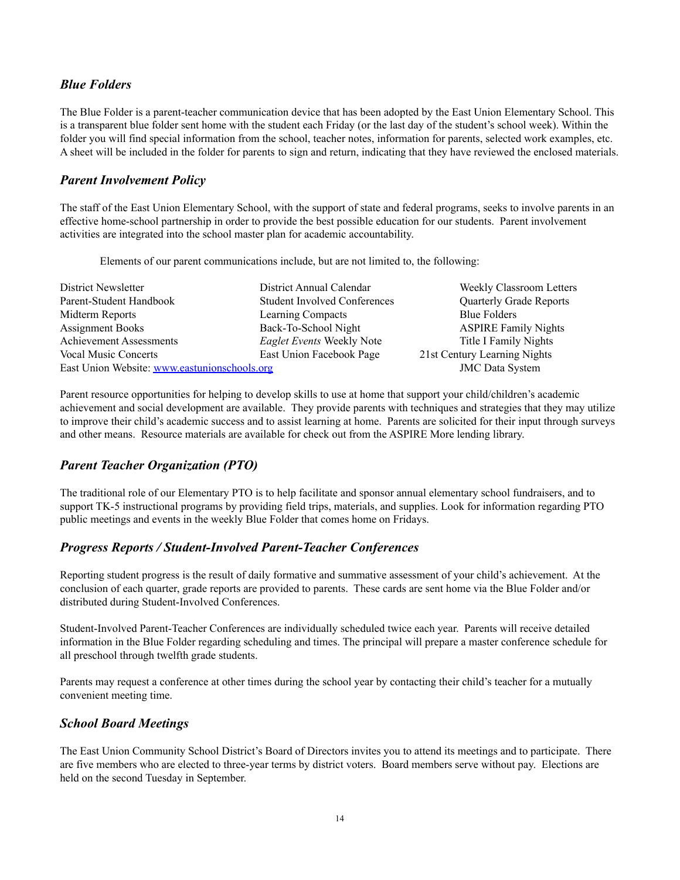## *Blue Folders*

The Blue Folder is a parent-teacher communication device that has been adopted by the East Union Elementary School. This is a transparent blue folder sent home with the student each Friday (or the last day of the student's school week). Within the folder you will find special information from the school, teacher notes, information for parents, selected work examples, etc. A sheet will be included in the folder for parents to sign and return, indicating that they have reviewed the enclosed materials.

## *Parent Involvement Policy*

The staff of the East Union Elementary School, with the support of state and federal programs, seeks to involve parents in an effective home-school partnership in order to provide the best possible education for our students. Parent involvement activities are integrated into the school master plan for academic accountability.

Elements of our parent communications include, but are not limited to, the following:

| | | |
|---|---|---|
| District Newsletter | District Annual Calendar | Weekly Classroom Letters |
| Parent-Student Handbook | Student Involved Conferences | Quarterly Grade Reports |
| Midterm Reports | Learning Compacts | Blue Folders |
| Assignment Books | Back-To-School Night | ASPIRE Family Nights |
| Achievement Assessments | *Eaglet Events* Weekly Note | Title I Family Nights |
| Vocal Music Concerts | East Union Facebook Page | 21st Century Learning Nights |
| East Union Website: [www.eastunionschools.org](http://www.eastunionschools.org) | | JMC Data System |

Parent resource opportunities for helping to develop skills to use at home that support your child/children's academic achievement and social development are available. They provide parents with techniques and strategies that they may utilize to improve their child's academic success and to assist learning at home. Parents are solicited for their input through surveys and other means. Resource materials are available for check out from the ASPIRE More lending library.

## *Parent Teacher Organization (PTO)*

The traditional role of our Elementary PTO is to help facilitate and sponsor annual elementary school fundraisers, and to support TK-5 instructional programs by providing field trips, materials, and supplies. Look for information regarding PTO public meetings and events in the weekly Blue Folder that comes home on Fridays.

## *Progress Reports / Student-Involved Parent-Teacher Conferences*

Reporting student progress is the result of daily formative and summative assessment of your child's achievement. At the conclusion of each quarter, grade reports are provided to parents. These cards are sent home via the Blue Folder and/or distributed during Student-Involved Conferences.

Student-Involved Parent-Teacher Conferences are individually scheduled twice each year. Parents will receive detailed information in the Blue Folder regarding scheduling and times. The principal will prepare a master conference schedule for all preschool through twelfth grade students.

Parents may request a conference at other times during the school year by contacting their child's teacher for a mutually convenient meeting time.

## *School Board Meetings*

The East Union Community School District's Board of Directors invites you to attend its meetings and to participate. There are five members who are elected to three-year terms by district voters. Board members serve without pay. Elections are held on the second Tuesday in September.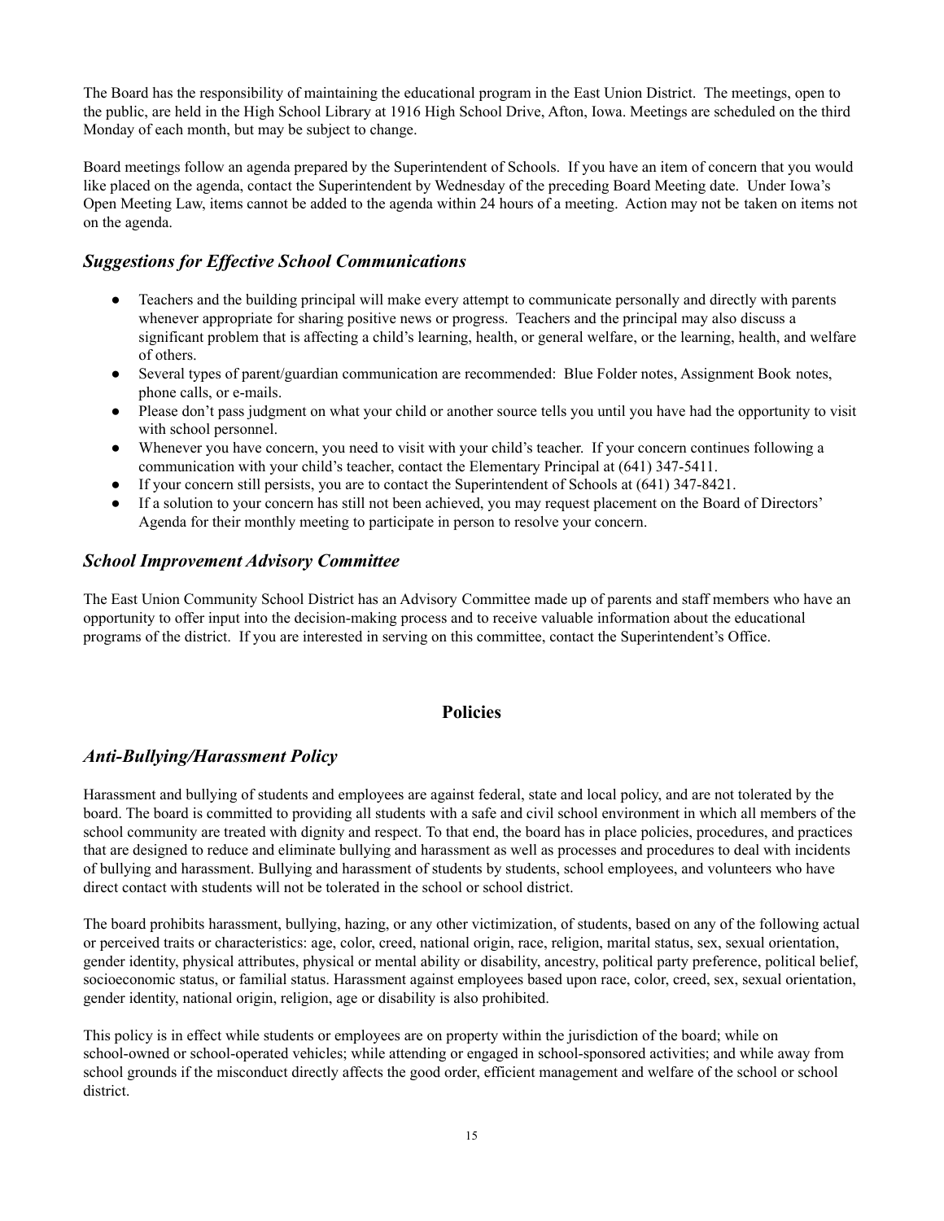The Board has the responsibility of maintaining the educational program in the East Union District. The meetings, open to the public, are held in the High School Library at 1916 High School Drive, Afton, Iowa. Meetings are scheduled on the third Monday of each month, but may be subject to change.

Board meetings follow an agenda prepared by the Superintendent of Schools. If you have an item of concern that you would like placed on the agenda, contact the Superintendent by Wednesday of the preceding Board Meeting date. Under Iowa's Open Meeting Law, items cannot be added to the agenda within 24 hours of a meeting. Action may not be taken on items not on the agenda.

## *Suggestions for Effective School Communications*

- Teachers and the building principal will make every attempt to communicate personally and directly with parents whenever appropriate for sharing positive news or progress. Teachers and the principal may also discuss a significant problem that is affecting a child's learning, health, or general welfare, or the learning, health, and welfare of others.
- Several types of parent/guardian communication are recommended: Blue Folder notes, Assignment Book notes, phone calls, or e-mails.
- Please don't pass judgment on what your child or another source tells you until you have had the opportunity to visit with school personnel.
- Whenever you have concern, you need to visit with your child's teacher. If your concern continues following a communication with your child's teacher, contact the Elementary Principal at (641) 347-5411.
- If your concern still persists, you are to contact the Superintendent of Schools at (641) 347-8421.
- If a solution to your concern has still not been achieved, you may request placement on the Board of Directors' Agenda for their monthly meeting to participate in person to resolve your concern.

## *School Improvement Advisory Committee*

The East Union Community School District has an Advisory Committee made up of parents and staff members who have an opportunity to offer input into the decision-making process and to receive valuable information about the educational programs of the district. If you are interested in serving on this committee, contact the Superintendent's Office.

# Policies

## *Anti-Bullying/Harassment Policy*

Harassment and bullying of students and employees are against federal, state and local policy, and are not tolerated by the board. The board is committed to providing all students with a safe and civil school environment in which all members of the school community are treated with dignity and respect. To that end, the board has in place policies, procedures, and practices that are designed to reduce and eliminate bullying and harassment as well as processes and procedures to deal with incidents of bullying and harassment. Bullying and harassment of students by students, school employees, and volunteers who have direct contact with students will not be tolerated in the school or school district.

The board prohibits harassment, bullying, hazing, or any other victimization, of students, based on any of the following actual or perceived traits or characteristics: age, color, creed, national origin, race, religion, marital status, sex, sexual orientation, gender identity, physical attributes, physical or mental ability or disability, ancestry, political party preference, political belief, socioeconomic status, or familial status. Harassment against employees based upon race, color, creed, sex, sexual orientation, gender identity, national origin, religion, age or disability is also prohibited.

This policy is in effect while students or employees are on property within the jurisdiction of the board; while on school-owned or school-operated vehicles; while attending or engaged in school-sponsored activities; and while away from school grounds if the misconduct directly affects the good order, efficient management and welfare of the school or school district.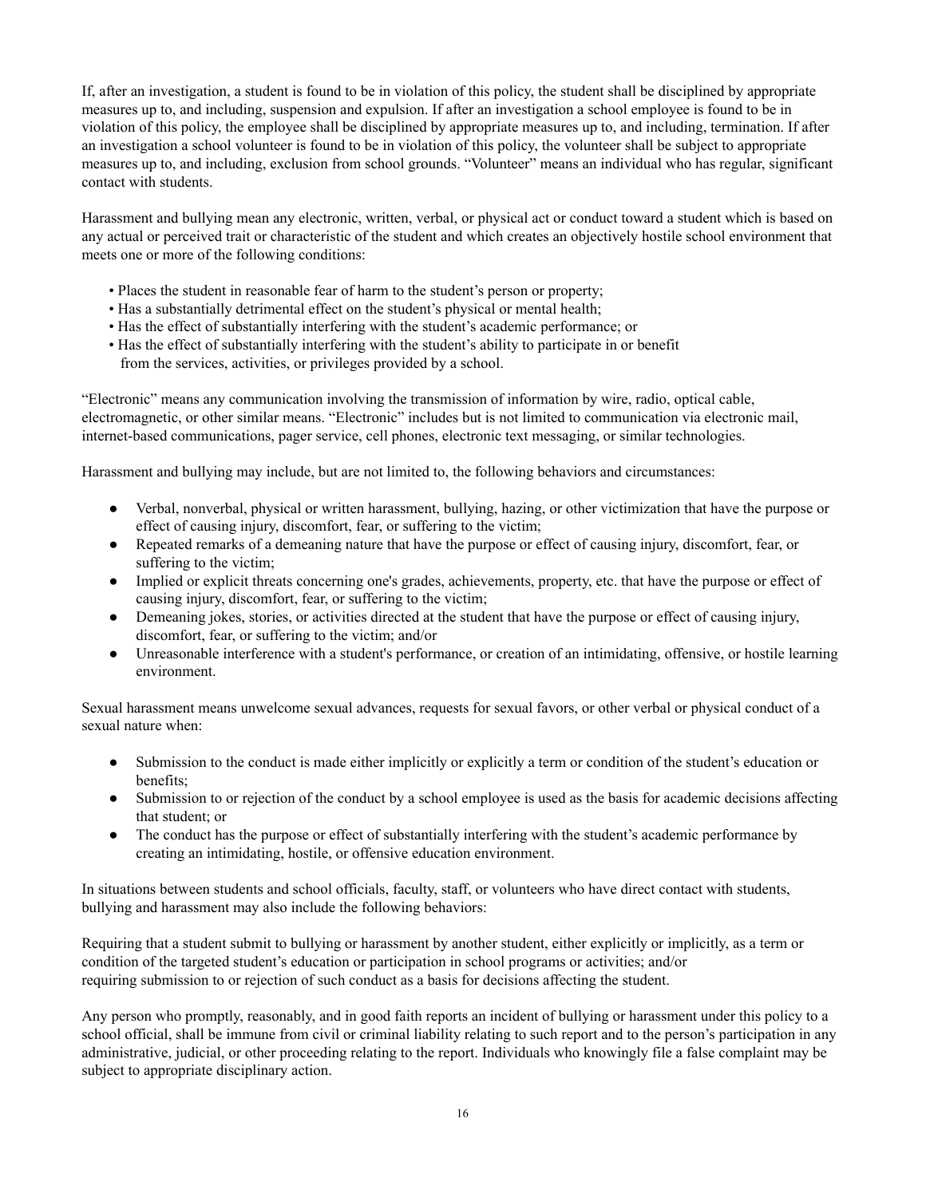If, after an investigation, a student is found to be in violation of this policy, the student shall be disciplined by appropriate measures up to, and including, suspension and expulsion. If after an investigation a school employee is found to be in violation of this policy, the employee shall be disciplined by appropriate measures up to, and including, termination. If after an investigation a school volunteer is found to be in violation of this policy, the volunteer shall be subject to appropriate measures up to, and including, exclusion from school grounds. "Volunteer" means an individual who has regular, significant contact with students.

Harassment and bullying mean any electronic, written, verbal, or physical act or conduct toward a student which is based on any actual or perceived trait or characteristic of the student and which creates an objectively hostile school environment that meets one or more of the following conditions:

- Places the student in reasonable fear of harm to the student's person or property;
- Has a substantially detrimental effect on the student's physical or mental health;
- Has the effect of substantially interfering with the student's academic performance; or
- Has the effect of substantially interfering with the student's ability to participate in or benefit from the services, activities, or privileges provided by a school.

"Electronic" means any communication involving the transmission of information by wire, radio, optical cable, electromagnetic, or other similar means. "Electronic" includes but is not limited to communication via electronic mail, internet-based communications, pager service, cell phones, electronic text messaging, or similar technologies.

Harassment and bullying may include, but are not limited to, the following behaviors and circumstances:

- Verbal, nonverbal, physical or written harassment, bullying, hazing, or other victimization that have the purpose or effect of causing injury, discomfort, fear, or suffering to the victim;
- Repeated remarks of a demeaning nature that have the purpose or effect of causing injury, discomfort, fear, or suffering to the victim;
- Implied or explicit threats concerning one's grades, achievements, property, etc. that have the purpose or effect of causing injury, discomfort, fear, or suffering to the victim;
- Demeaning jokes, stories, or activities directed at the student that have the purpose or effect of causing injury, discomfort, fear, or suffering to the victim; and/or
- Unreasonable interference with a student's performance, or creation of an intimidating, offensive, or hostile learning environment.

Sexual harassment means unwelcome sexual advances, requests for sexual favors, or other verbal or physical conduct of a sexual nature when:

- Submission to the conduct is made either implicitly or explicitly a term or condition of the student's education or benefits;
- Submission to or rejection of the conduct by a school employee is used as the basis for academic decisions affecting that student; or
- The conduct has the purpose or effect of substantially interfering with the student's academic performance by creating an intimidating, hostile, or offensive education environment.

In situations between students and school officials, faculty, staff, or volunteers who have direct contact with students, bullying and harassment may also include the following behaviors:

Requiring that a student submit to bullying or harassment by another student, either explicitly or implicitly, as a term or condition of the targeted student's education or participation in school programs or activities; and/or requiring submission to or rejection of such conduct as a basis for decisions affecting the student.

Any person who promptly, reasonably, and in good faith reports an incident of bullying or harassment under this policy to a school official, shall be immune from civil or criminal liability relating to such report and to the person's participation in any administrative, judicial, or other proceeding relating to the report. Individuals who knowingly file a false complaint may be subject to appropriate disciplinary action.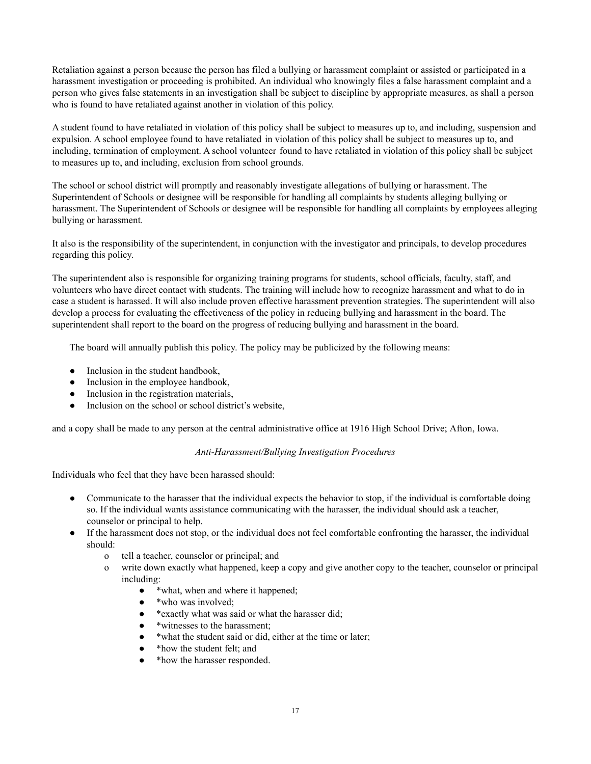Retaliation against a person because the person has filed a bullying or harassment complaint or assisted or participated in a harassment investigation or proceeding is prohibited. An individual who knowingly files a false harassment complaint and a person who gives false statements in an investigation shall be subject to discipline by appropriate measures, as shall a person who is found to have retaliated against another in violation of this policy.

A student found to have retaliated in violation of this policy shall be subject to measures up to, and including, suspension and expulsion. A school employee found to have retaliated in violation of this policy shall be subject to measures up to, and including, termination of employment. A school volunteer found to have retaliated in violation of this policy shall be subject to measures up to, and including, exclusion from school grounds.

The school or school district will promptly and reasonably investigate allegations of bullying or harassment. The Superintendent of Schools or designee will be responsible for handling all complaints by students alleging bullying or harassment. The Superintendent of Schools or designee will be responsible for handling all complaints by employees alleging bullying or harassment.

It also is the responsibility of the superintendent, in conjunction with the investigator and principals, to develop procedures regarding this policy.

The superintendent also is responsible for organizing training programs for students, school officials, faculty, staff, and volunteers who have direct contact with students. The training will include how to recognize harassment and what to do in case a student is harassed. It will also include proven effective harassment prevention strategies. The superintendent will also develop a process for evaluating the effectiveness of the policy in reducing bullying and harassment in the board. The superintendent shall report to the board on the progress of reducing bullying and harassment in the board.

The board will annually publish this policy. The policy may be publicized by the following means:

- Inclusion in the student handbook,
- Inclusion in the employee handbook,
- Inclusion in the registration materials,
- Inclusion on the school or school district's website,

and a copy shall be made to any person at the central administrative office at 1916 High School Drive; Afton, Iowa.

*Anti-Harassment/Bullying Investigation Procedures*

Individuals who feel that they have been harassed should:

- Communicate to the harasser that the individual expects the behavior to stop, if the individual is comfortable doing so. If the individual wants assistance communicating with the harasser, the individual should ask a teacher, counselor or principal to help.
- If the harassment does not stop, or the individual does not feel comfortable confronting the harasser, the individual should:
  - tell a teacher, counselor or principal; and
  - write down exactly what happened, keep a copy and give another copy to the teacher, counselor or principal including:
    - *what, when and where it happened;
    - *who was involved;
    - *exactly what was said or what the harasser did;
    - *witnesses to the harassment;
    - *what the student said or did, either at the time or later;
    - *how the student felt; and
    - *how the harasser responded.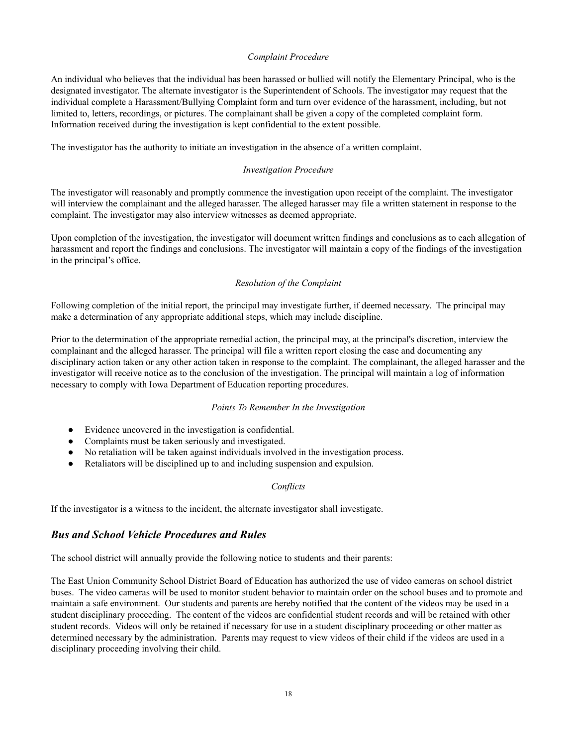*Complaint Procedure*

An individual who believes that the individual has been harassed or bullied will notify the Elementary Principal, who is the designated investigator. The alternate investigator is the Superintendent of Schools. The investigator may request that the individual complete a Harassment/Bullying Complaint form and turn over evidence of the harassment, including, but not limited to, letters, recordings, or pictures. The complainant shall be given a copy of the completed complaint form. Information received during the investigation is kept confidential to the extent possible.

The investigator has the authority to initiate an investigation in the absence of a written complaint.

*Investigation Procedure*

The investigator will reasonably and promptly commence the investigation upon receipt of the complaint. The investigator will interview the complainant and the alleged harasser. The alleged harasser may file a written statement in response to the complaint. The investigator may also interview witnesses as deemed appropriate.

Upon completion of the investigation, the investigator will document written findings and conclusions as to each allegation of harassment and report the findings and conclusions. The investigator will maintain a copy of the findings of the investigation in the principal's office.

*Resolution of the Complaint*

Following completion of the initial report, the principal may investigate further, if deemed necessary. The principal may make a determination of any appropriate additional steps, which may include discipline.

Prior to the determination of the appropriate remedial action, the principal may, at the principal's discretion, interview the complainant and the alleged harasser. The principal will file a written report closing the case and documenting any disciplinary action taken or any other action taken in response to the complaint. The complainant, the alleged harasser and the investigator will receive notice as to the conclusion of the investigation. The principal will maintain a log of information necessary to comply with Iowa Department of Education reporting procedures.

*Points To Remember In the Investigation*

- Evidence uncovered in the investigation is confidential.
- Complaints must be taken seriously and investigated.
- No retaliation will be taken against individuals involved in the investigation process.
- Retaliators will be disciplined up to and including suspension and expulsion.

*Conflicts*

If the investigator is a witness to the incident, the alternate investigator shall investigate.

## *Bus and School Vehicle Procedures and Rules*

The school district will annually provide the following notice to students and their parents:

The East Union Community School District Board of Education has authorized the use of video cameras on school district buses. The video cameras will be used to monitor student behavior to maintain order on the school buses and to promote and maintain a safe environment. Our students and parents are hereby notified that the content of the videos may be used in a student disciplinary proceeding. The content of the videos are confidential student records and will be retained with other student records. Videos will only be retained if necessary for use in a student disciplinary proceeding or other matter as determined necessary by the administration. Parents may request to view videos of their child if the videos are used in a disciplinary proceeding involving their child.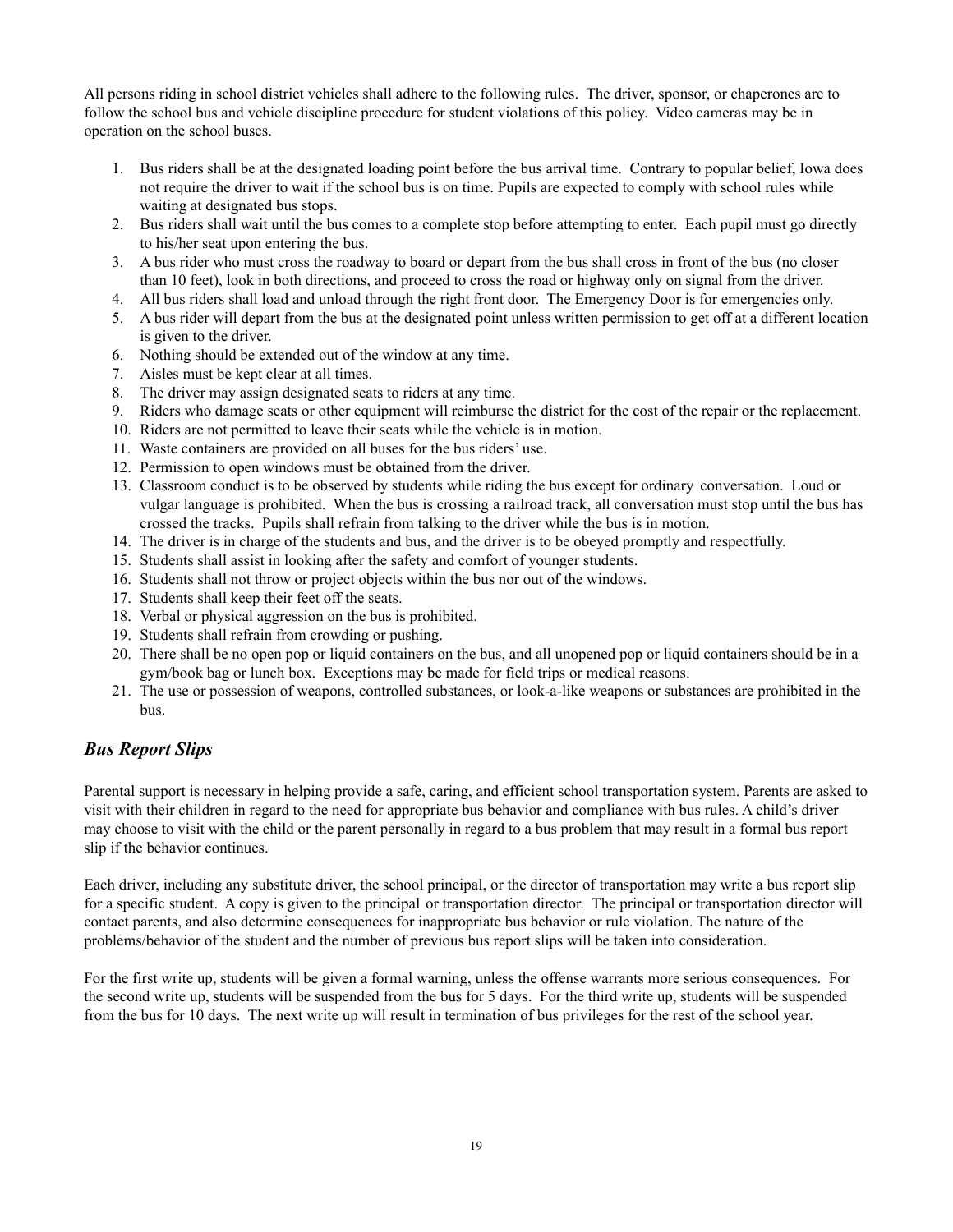All persons riding in school district vehicles shall adhere to the following rules. The driver, sponsor, or chaperones are to follow the school bus and vehicle discipline procedure for student violations of this policy. Video cameras may be in operation on the school buses.

1. Bus riders shall be at the designated loading point before the bus arrival time. Contrary to popular belief, Iowa does not require the driver to wait if the school bus is on time. Pupils are expected to comply with school rules while waiting at designated bus stops.
2. Bus riders shall wait until the bus comes to a complete stop before attempting to enter. Each pupil must go directly to his/her seat upon entering the bus.
3. A bus rider who must cross the roadway to board or depart from the bus shall cross in front of the bus (no closer than 10 feet), look in both directions, and proceed to cross the road or highway only on signal from the driver.
4. All bus riders shall load and unload through the right front door. The Emergency Door is for emergencies only.
5. A bus rider will depart from the bus at the designated point unless written permission to get off at a different location is given to the driver.
6. Nothing should be extended out of the window at any time.
7. Aisles must be kept clear at all times.
8. The driver may assign designated seats to riders at any time.
9. Riders who damage seats or other equipment will reimburse the district for the cost of the repair or the replacement.
10. Riders are not permitted to leave their seats while the vehicle is in motion.
11. Waste containers are provided on all buses for the bus riders' use.
12. Permission to open windows must be obtained from the driver.
13. Classroom conduct is to be observed by students while riding the bus except for ordinary conversation. Loud or vulgar language is prohibited. When the bus is crossing a railroad track, all conversation must stop until the bus has crossed the tracks. Pupils shall refrain from talking to the driver while the bus is in motion.
14. The driver is in charge of the students and bus, and the driver is to be obeyed promptly and respectfully.
15. Students shall assist in looking after the safety and comfort of younger students.
16. Students shall not throw or project objects within the bus nor out of the windows.
17. Students shall keep their feet off the seats.
18. Verbal or physical aggression on the bus is prohibited.
19. Students shall refrain from crowding or pushing.
20. There shall be no open pop or liquid containers on the bus, and all unopened pop or liquid containers should be in a gym/book bag or lunch box. Exceptions may be made for field trips or medical reasons.
21. The use or possession of weapons, controlled substances, or look-a-like weapons or substances are prohibited in the bus.

## *Bus Report Slips*

Parental support is necessary in helping provide a safe, caring, and efficient school transportation system. Parents are asked to visit with their children in regard to the need for appropriate bus behavior and compliance with bus rules. A child's driver may choose to visit with the child or the parent personally in regard to a bus problem that may result in a formal bus report slip if the behavior continues.

Each driver, including any substitute driver, the school principal, or the director of transportation may write a bus report slip for a specific student. A copy is given to the principal or transportation director. The principal or transportation director will contact parents, and also determine consequences for inappropriate bus behavior or rule violation. The nature of the problems/behavior of the student and the number of previous bus report slips will be taken into consideration.

For the first write up, students will be given a formal warning, unless the offense warrants more serious consequences. For the second write up, students will be suspended from the bus for 5 days. For the third write up, students will be suspended from the bus for 10 days. The next write up will result in termination of bus privileges for the rest of the school year.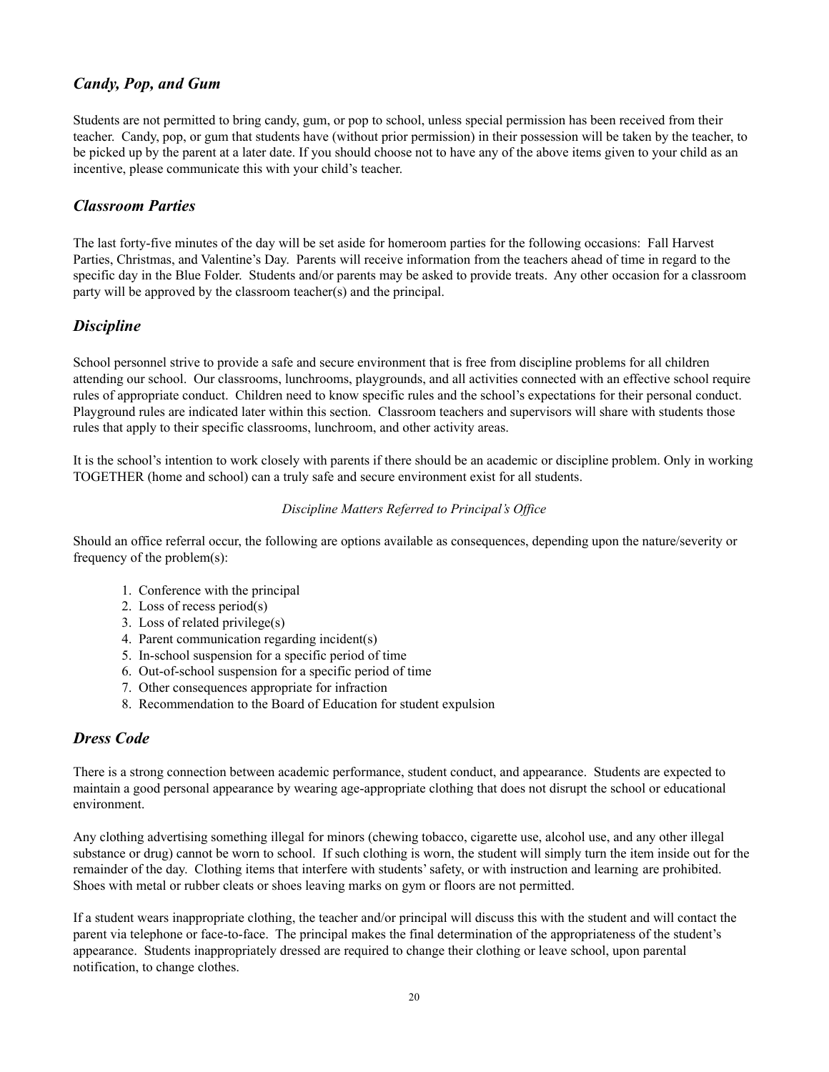## *Candy, Pop, and Gum*

Students are not permitted to bring candy, gum, or pop to school, unless special permission has been received from their teacher. Candy, pop, or gum that students have (without prior permission) in their possession will be taken by the teacher, to be picked up by the parent at a later date. If you should choose not to have any of the above items given to your child as an incentive, please communicate this with your child's teacher.

## *Classroom Parties*

The last forty-five minutes of the day will be set aside for homeroom parties for the following occasions: Fall Harvest Parties, Christmas, and Valentine's Day. Parents will receive information from the teachers ahead of time in regard to the specific day in the Blue Folder. Students and/or parents may be asked to provide treats. Any other occasion for a classroom party will be approved by the classroom teacher(s) and the principal.

## *Discipline*

School personnel strive to provide a safe and secure environment that is free from discipline problems for all children attending our school. Our classrooms, lunchrooms, playgrounds, and all activities connected with an effective school require rules of appropriate conduct. Children need to know specific rules and the school's expectations for their personal conduct. Playground rules are indicated later within this section. Classroom teachers and supervisors will share with students those rules that apply to their specific classrooms, lunchroom, and other activity areas.

It is the school's intention to work closely with parents if there should be an academic or discipline problem. Only in working TOGETHER (home and school) can a truly safe and secure environment exist for all students.

*Discipline Matters Referred to Principal's Office*

Should an office referral occur, the following are options available as consequences, depending upon the nature/severity or frequency of the problem(s):

1. Conference with the principal
2. Loss of recess period(s)
3. Loss of related privilege(s)
4. Parent communication regarding incident(s)
5. In-school suspension for a specific period of time
6. Out-of-school suspension for a specific period of time
7. Other consequences appropriate for infraction
8. Recommendation to the Board of Education for student expulsion

## *Dress Code*

There is a strong connection between academic performance, student conduct, and appearance. Students are expected to maintain a good personal appearance by wearing age-appropriate clothing that does not disrupt the school or educational environment.

Any clothing advertising something illegal for minors (chewing tobacco, cigarette use, alcohol use, and any other illegal substance or drug) cannot be worn to school. If such clothing is worn, the student will simply turn the item inside out for the remainder of the day. Clothing items that interfere with students' safety, or with instruction and learning are prohibited. Shoes with metal or rubber cleats or shoes leaving marks on gym or floors are not permitted.

If a student wears inappropriate clothing, the teacher and/or principal will discuss this with the student and will contact the parent via telephone or face-to-face. The principal makes the final determination of the appropriateness of the student's appearance. Students inappropriately dressed are required to change their clothing or leave school, upon parental notification, to change clothes.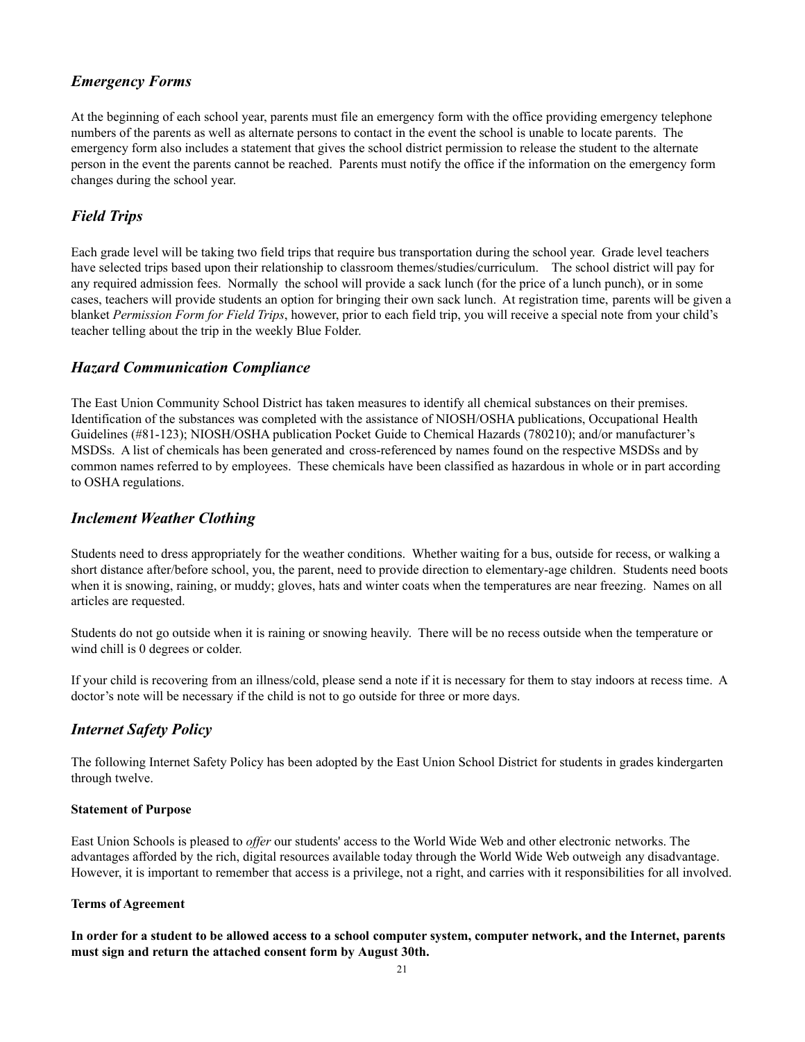## *Emergency Forms*

At the beginning of each school year, parents must file an emergency form with the office providing emergency telephone numbers of the parents as well as alternate persons to contact in the event the school is unable to locate parents. The emergency form also includes a statement that gives the school district permission to release the student to the alternate person in the event the parents cannot be reached. Parents must notify the office if the information on the emergency form changes during the school year.

## *Field Trips*

Each grade level will be taking two field trips that require bus transportation during the school year. Grade level teachers have selected trips based upon their relationship to classroom themes/studies/curriculum. The school district will pay for any required admission fees. Normally the school will provide a sack lunch (for the price of a lunch punch), or in some cases, teachers will provide students an option for bringing their own sack lunch. At registration time, parents will be given a blanket *Permission Form for Field Trips*, however, prior to each field trip, you will receive a special note from your child's teacher telling about the trip in the weekly Blue Folder.

## *Hazard Communication Compliance*

The East Union Community School District has taken measures to identify all chemical substances on their premises. Identification of the substances was completed with the assistance of NIOSH/OSHA publications, Occupational Health Guidelines (#81-123); NIOSH/OSHA publication Pocket Guide to Chemical Hazards (780210); and/or manufacturer's MSDSs. A list of chemicals has been generated and cross-referenced by names found on the respective MSDSs and by common names referred to by employees. These chemicals have been classified as hazardous in whole or in part according to OSHA regulations.

## *Inclement Weather Clothing*

Students need to dress appropriately for the weather conditions. Whether waiting for a bus, outside for recess, or walking a short distance after/before school, you, the parent, need to provide direction to elementary-age children. Students need boots when it is snowing, raining, or muddy; gloves, hats and winter coats when the temperatures are near freezing. Names on all articles are requested.

Students do not go outside when it is raining or snowing heavily. There will be no recess outside when the temperature or wind chill is 0 degrees or colder.

If your child is recovering from an illness/cold, please send a note if it is necessary for them to stay indoors at recess time. A doctor's note will be necessary if the child is not to go outside for three or more days.

## *Internet Safety Policy*

The following Internet Safety Policy has been adopted by the East Union School District for students in grades kindergarten through twelve.

**Statement of Purpose**

East Union Schools is pleased to *offer* our students' access to the World Wide Web and other electronic networks. The advantages afforded by the rich, digital resources available today through the World Wide Web outweigh any disadvantage. However, it is important to remember that access is a privilege, not a right, and carries with it responsibilities for all involved.

**Terms of Agreement**

**In order for a student to be allowed access to a school computer system, computer network, and the Internet, parents must sign and return the attached consent form by August 30th.**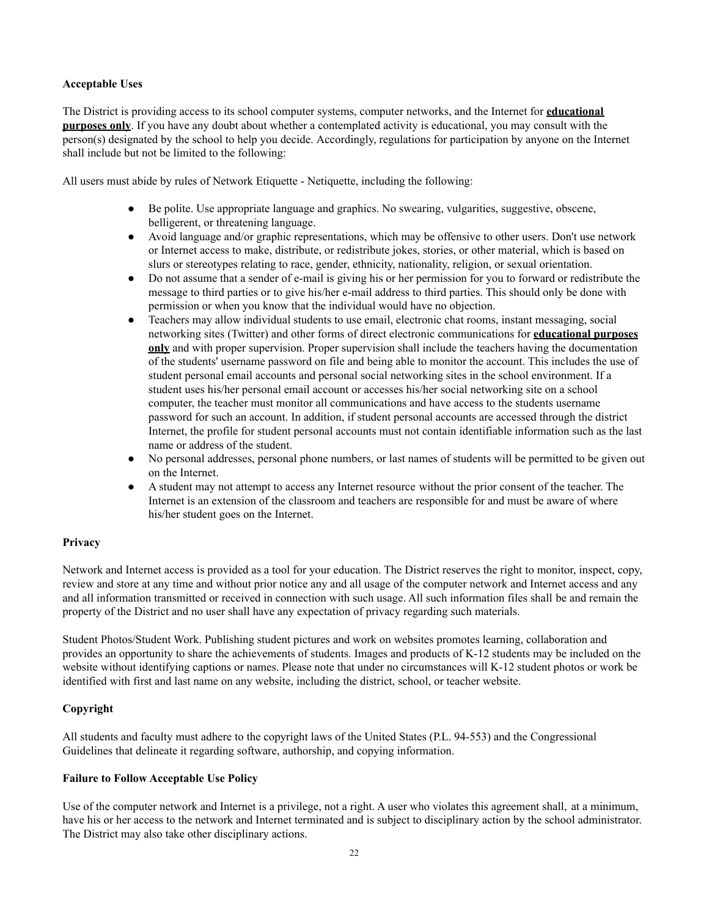**Acceptable Uses**

The District is providing access to its school computer systems, computer networks, and the Internet for **educational purposes only**. If you have any doubt about whether a contemplated activity is educational, you may consult with the person(s) designated by the school to help you decide. Accordingly, regulations for participation by anyone on the Internet shall include but not be limited to the following:

All users must abide by rules of Network Etiquette - Netiquette, including the following:

- Be polite. Use appropriate language and graphics. No swearing, vulgarities, suggestive, obscene, belligerent, or threatening language.
- Avoid language and/or graphic representations, which may be offensive to other users. Don't use network or Internet access to make, distribute, or redistribute jokes, stories, or other material, which is based on slurs or stereotypes relating to race, gender, ethnicity, nationality, religion, or sexual orientation.
- Do not assume that a sender of e-mail is giving his or her permission for you to forward or redistribute the message to third parties or to give his/her e-mail address to third parties. This should only be done with permission or when you know that the individual would have no objection.
- Teachers may allow individual students to use email, electronic chat rooms, instant messaging, social networking sites (Twitter) and other forms of direct electronic communications for **educational purposes only** and with proper supervision. Proper supervision shall include the teachers having the documentation of the students' username password on file and being able to monitor the account. This includes the use of student personal email accounts and personal social networking sites in the school environment. If a student uses his/her personal email account or accesses his/her social networking site on a school computer, the teacher must monitor all communications and have access to the students username password for such an account. In addition, if student personal accounts are accessed through the district Internet, the profile for student personal accounts must not contain identifiable information such as the last name or address of the student.
- No personal addresses, personal phone numbers, or last names of students will be permitted to be given out on the Internet.
- A student may not attempt to access any Internet resource without the prior consent of the teacher. The Internet is an extension of the classroom and teachers are responsible for and must be aware of where his/her student goes on the Internet.

**Privacy**

Network and Internet access is provided as a tool for your education. The District reserves the right to monitor, inspect, copy, review and store at any time and without prior notice any and all usage of the computer network and Internet access and any and all information transmitted or received in connection with such usage. All such information files shall be and remain the property of the District and no user shall have any expectation of privacy regarding such materials.

Student Photos/Student Work. Publishing student pictures and work on websites promotes learning, collaboration and provides an opportunity to share the achievements of students. Images and products of K-12 students may be included on the website without identifying captions or names. Please note that under no circumstances will K-12 student photos or work be identified with first and last name on any website, including the district, school, or teacher website.

**Copyright**

All students and faculty must adhere to the copyright laws of the United States (P.L. 94-553) and the Congressional Guidelines that delineate it regarding software, authorship, and copying information.

**Failure to Follow Acceptable Use Policy**

Use of the computer network and Internet is a privilege, not a right. A user who violates this agreement shall, at a minimum, have his or her access to the network and Internet terminated and is subject to disciplinary action by the school administrator. The District may also take other disciplinary actions.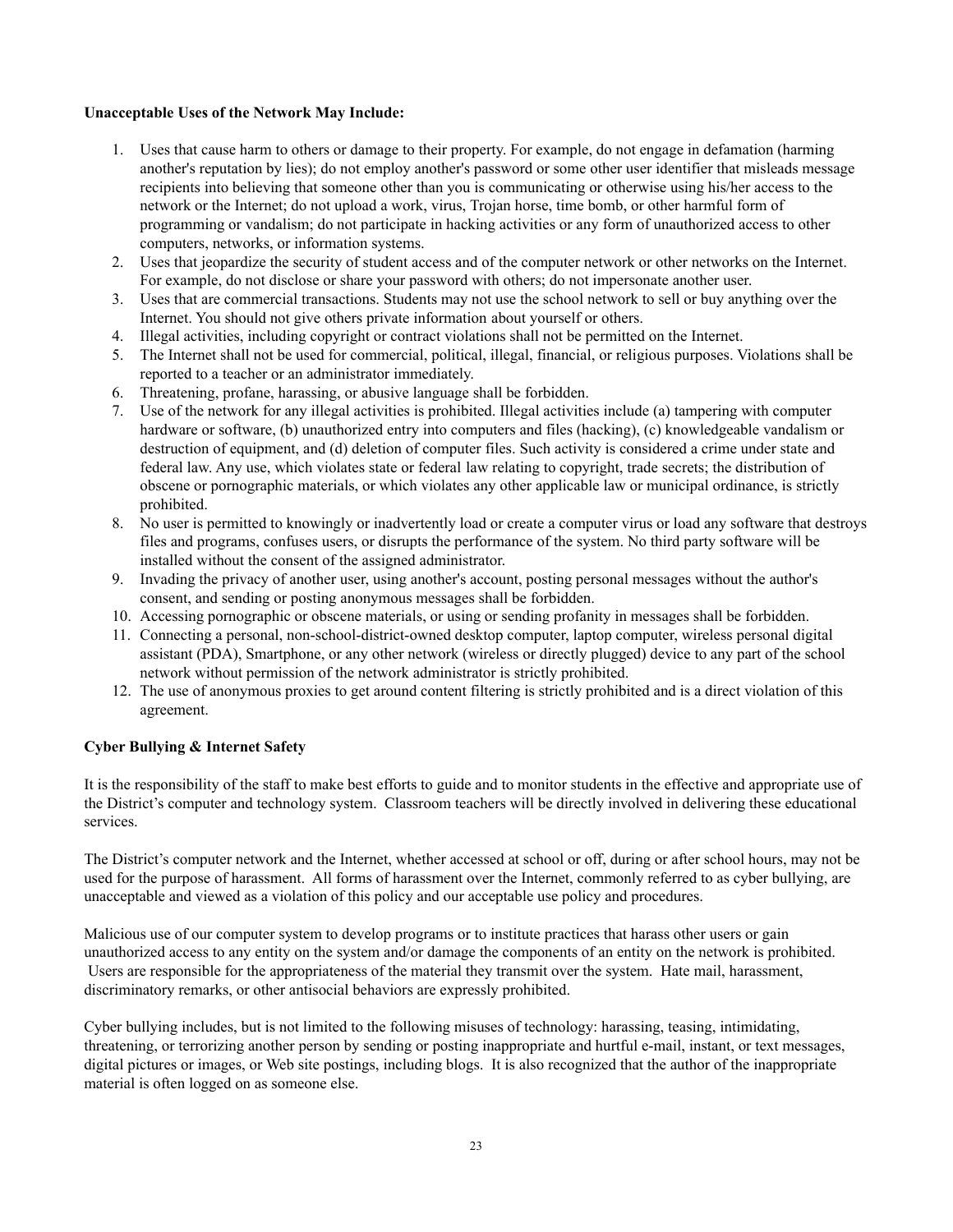**Unacceptable Uses of the Network May Include:**

1. Uses that cause harm to others or damage to their property. For example, do not engage in defamation (harming another's reputation by lies); do not employ another's password or some other user identifier that misleads message recipients into believing that someone other than you is communicating or otherwise using his/her access to the network or the Internet; do not upload a work, virus, Trojan horse, time bomb, or other harmful form of programming or vandalism; do not participate in hacking activities or any form of unauthorized access to other computers, networks, or information systems.
2. Uses that jeopardize the security of student access and of the computer network or other networks on the Internet. For example, do not disclose or share your password with others; do not impersonate another user.
3. Uses that are commercial transactions. Students may not use the school network to sell or buy anything over the Internet. You should not give others private information about yourself or others.
4. Illegal activities, including copyright or contract violations shall not be permitted on the Internet.
5. The Internet shall not be used for commercial, political, illegal, financial, or religious purposes. Violations shall be reported to a teacher or an administrator immediately.
6. Threatening, profane, harassing, or abusive language shall be forbidden.
7. Use of the network for any illegal activities is prohibited. Illegal activities include (a) tampering with computer hardware or software, (b) unauthorized entry into computers and files (hacking), (c) knowledgeable vandalism or destruction of equipment, and (d) deletion of computer files. Such activity is considered a crime under state and federal law. Any use, which violates state or federal law relating to copyright, trade secrets; the distribution of obscene or pornographic materials, or which violates any other applicable law or municipal ordinance, is strictly prohibited.
8. No user is permitted to knowingly or inadvertently load or create a computer virus or load any software that destroys files and programs, confuses users, or disrupts the performance of the system. No third party software will be installed without the consent of the assigned administrator.
9. Invading the privacy of another user, using another's account, posting personal messages without the author's consent, and sending or posting anonymous messages shall be forbidden.
10. Accessing pornographic or obscene materials, or using or sending profanity in messages shall be forbidden.
11. Connecting a personal, non-school-district-owned desktop computer, laptop computer, wireless personal digital assistant (PDA), Smartphone, or any other network (wireless or directly plugged) device to any part of the school network without permission of the network administrator is strictly prohibited.
12. The use of anonymous proxies to get around content filtering is strictly prohibited and is a direct violation of this agreement.

**Cyber Bullying & Internet Safety**

It is the responsibility of the staff to make best efforts to guide and to monitor students in the effective and appropriate use of the District's computer and technology system. Classroom teachers will be directly involved in delivering these educational services.

The District's computer network and the Internet, whether accessed at school or off, during or after school hours, may not be used for the purpose of harassment. All forms of harassment over the Internet, commonly referred to as cyber bullying, are unacceptable and viewed as a violation of this policy and our acceptable use policy and procedures.

Malicious use of our computer system to develop programs or to institute practices that harass other users or gain unauthorized access to any entity on the system and/or damage the components of an entity on the network is prohibited. Users are responsible for the appropriateness of the material they transmit over the system. Hate mail, harassment, discriminatory remarks, or other antisocial behaviors are expressly prohibited.

Cyber bullying includes, but is not limited to the following misuses of technology: harassing, teasing, intimidating, threatening, or terrorizing another person by sending or posting inappropriate and hurtful e-mail, instant, or text messages, digital pictures or images, or Web site postings, including blogs. It is also recognized that the author of the inappropriate material is often logged on as someone else.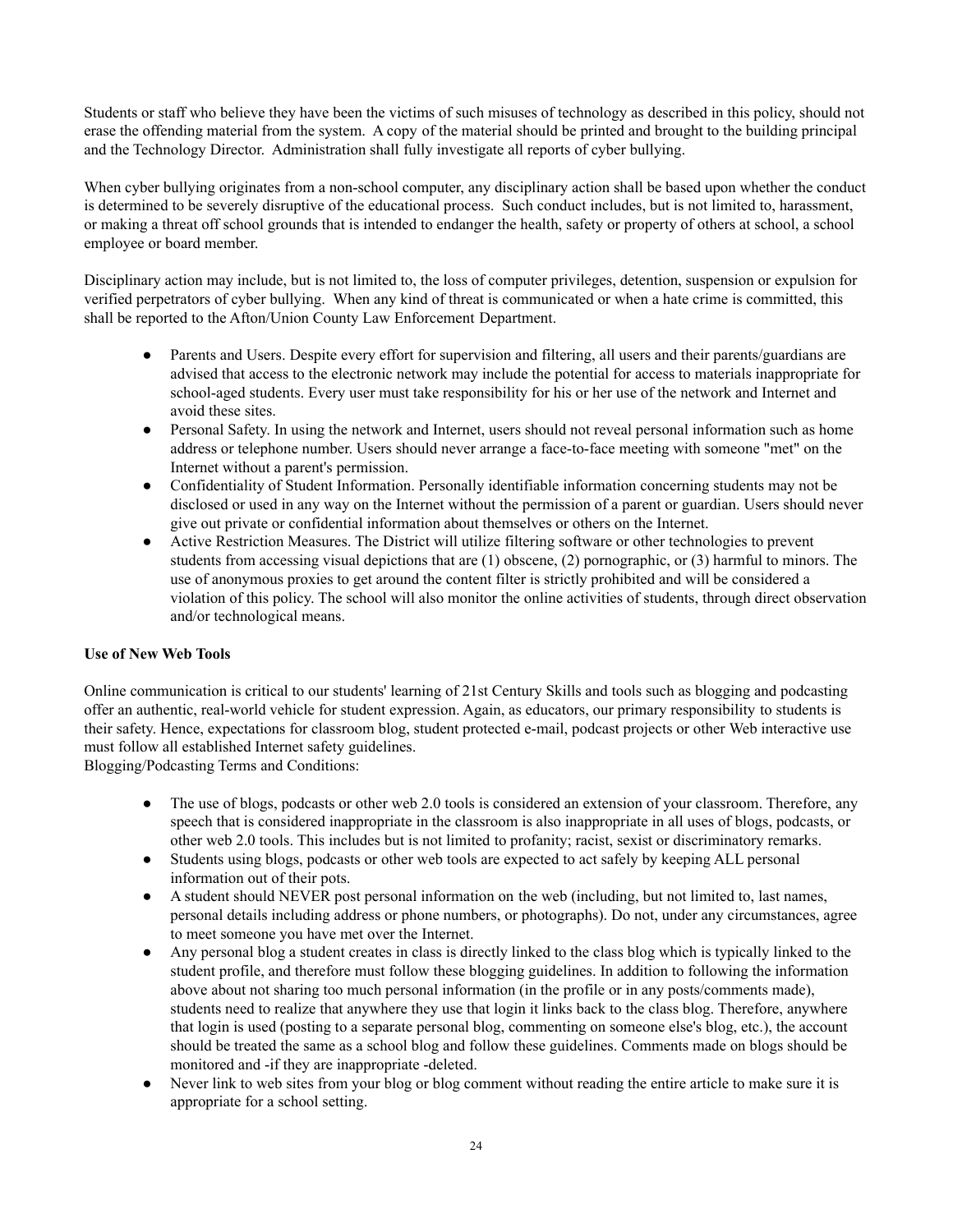Students or staff who believe they have been the victims of such misuses of technology as described in this policy, should not erase the offending material from the system. A copy of the material should be printed and brought to the building principal and the Technology Director. Administration shall fully investigate all reports of cyber bullying.

When cyber bullying originates from a non-school computer, any disciplinary action shall be based upon whether the conduct is determined to be severely disruptive of the educational process. Such conduct includes, but is not limited to, harassment, or making a threat off school grounds that is intended to endanger the health, safety or property of others at school, a school employee or board member.

Disciplinary action may include, but is not limited to, the loss of computer privileges, detention, suspension or expulsion for verified perpetrators of cyber bullying. When any kind of threat is communicated or when a hate crime is committed, this shall be reported to the Afton/Union County Law Enforcement Department.

- Parents and Users. Despite every effort for supervision and filtering, all users and their parents/guardians are advised that access to the electronic network may include the potential for access to materials inappropriate for school-aged students. Every user must take responsibility for his or her use of the network and Internet and avoid these sites.
- Personal Safety. In using the network and Internet, users should not reveal personal information such as home address or telephone number. Users should never arrange a face-to-face meeting with someone "met" on the Internet without a parent's permission.
- Confidentiality of Student Information. Personally identifiable information concerning students may not be disclosed or used in any way on the Internet without the permission of a parent or guardian. Users should never give out private or confidential information about themselves or others on the Internet.
- Active Restriction Measures. The District will utilize filtering software or other technologies to prevent students from accessing visual depictions that are (1) obscene, (2) pornographic, or (3) harmful to minors. The use of anonymous proxies to get around the content filter is strictly prohibited and will be considered a violation of this policy. The school will also monitor the online activities of students, through direct observation and/or technological means.

**Use of New Web Tools**

Online communication is critical to our students' learning of 21st Century Skills and tools such as blogging and podcasting offer an authentic, real-world vehicle for student expression. Again, as educators, our primary responsibility to students is their safety. Hence, expectations for classroom blog, student protected e-mail, podcast projects or other Web interactive use must follow all established Internet safety guidelines.
Blogging/Podcasting Terms and Conditions:

- The use of blogs, podcasts or other web 2.0 tools is considered an extension of your classroom. Therefore, any speech that is considered inappropriate in the classroom is also inappropriate in all uses of blogs, podcasts, or other web 2.0 tools. This includes but is not limited to profanity; racist, sexist or discriminatory remarks.
- Students using blogs, podcasts or other web tools are expected to act safely by keeping ALL personal information out of their pots.
- A student should NEVER post personal information on the web (including, but not limited to, last names, personal details including address or phone numbers, or photographs). Do not, under any circumstances, agree to meet someone you have met over the Internet.
- Any personal blog a student creates in class is directly linked to the class blog which is typically linked to the student profile, and therefore must follow these blogging guidelines. In addition to following the information above about not sharing too much personal information (in the profile or in any posts/comments made), students need to realize that anywhere they use that login it links back to the class blog. Therefore, anywhere that login is used (posting to a separate personal blog, commenting on someone else's blog, etc.), the account should be treated the same as a school blog and follow these guidelines. Comments made on blogs should be monitored and -if they are inappropriate -deleted.
- Never link to web sites from your blog or blog comment without reading the entire article to make sure it is appropriate for a school setting.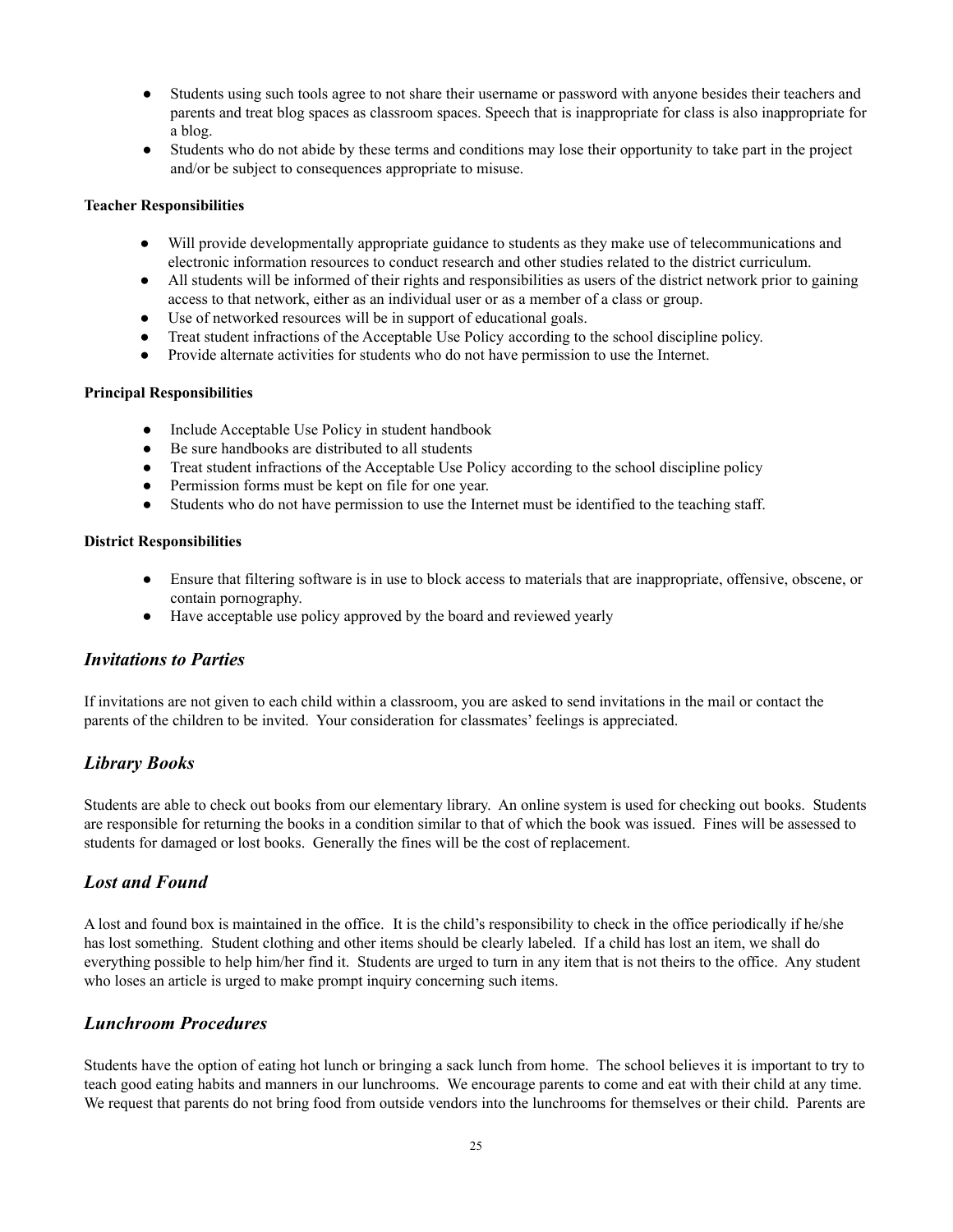- Students using such tools agree to not share their username or password with anyone besides their teachers and parents and treat blog spaces as classroom spaces. Speech that is inappropriate for class is also inappropriate for a blog.
- Students who do not abide by these terms and conditions may lose their opportunity to take part in the project and/or be subject to consequences appropriate to misuse.

**Teacher Responsibilities**

- Will provide developmentally appropriate guidance to students as they make use of telecommunications and electronic information resources to conduct research and other studies related to the district curriculum.
- All students will be informed of their rights and responsibilities as users of the district network prior to gaining access to that network, either as an individual user or as a member of a class or group.
- Use of networked resources will be in support of educational goals.
- Treat student infractions of the Acceptable Use Policy according to the school discipline policy.
- Provide alternate activities for students who do not have permission to use the Internet.

**Principal Responsibilities**

- Include Acceptable Use Policy in student handbook
- Be sure handbooks are distributed to all students
- Treat student infractions of the Acceptable Use Policy according to the school discipline policy
- Permission forms must be kept on file for one year.
- Students who do not have permission to use the Internet must be identified to the teaching staff.

**District Responsibilities**

- Ensure that filtering software is in use to block access to materials that are inappropriate, offensive, obscene, or contain pornography.
- Have acceptable use policy approved by the board and reviewed yearly

## *Invitations to Parties*

If invitations are not given to each child within a classroom, you are asked to send invitations in the mail or contact the parents of the children to be invited. Your consideration for classmates' feelings is appreciated.

## *Library Books*

Students are able to check out books from our elementary library. An online system is used for checking out books. Students are responsible for returning the books in a condition similar to that of which the book was issued. Fines will be assessed to students for damaged or lost books. Generally the fines will be the cost of replacement.

## *Lost and Found*

A lost and found box is maintained in the office. It is the child's responsibility to check in the office periodically if he/she has lost something. Student clothing and other items should be clearly labeled. If a child has lost an item, we shall do everything possible to help him/her find it. Students are urged to turn in any item that is not theirs to the office. Any student who loses an article is urged to make prompt inquiry concerning such items.

## *Lunchroom Procedures*

Students have the option of eating hot lunch or bringing a sack lunch from home. The school believes it is important to try to teach good eating habits and manners in our lunchrooms. We encourage parents to come and eat with their child at any time. We request that parents do not bring food from outside vendors into the lunchrooms for themselves or their child. Parents are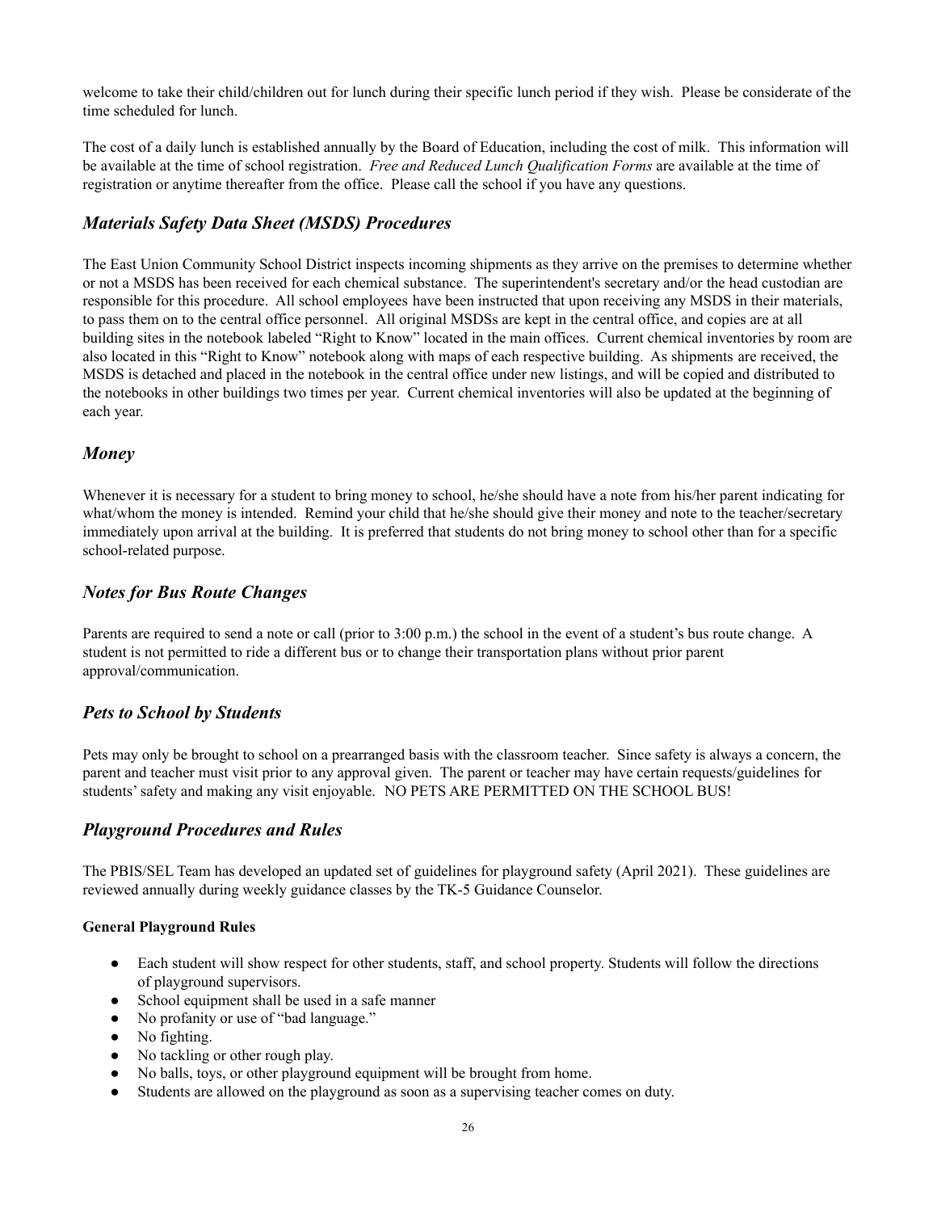welcome to take their child/children out for lunch during their specific lunch period if they wish. Please be considerate of the time scheduled for lunch.

The cost of a daily lunch is established annually by the Board of Education, including the cost of milk. This information will be available at the time of school registration. *Free and Reduced Lunch Qualification Forms* are available at the time of registration or anytime thereafter from the office. Please call the school if you have any questions.

## *Materials Safety Data Sheet (MSDS) Procedures*

The East Union Community School District inspects incoming shipments as they arrive on the premises to determine whether or not a MSDS has been received for each chemical substance. The superintendent's secretary and/or the head custodian are responsible for this procedure. All school employees have been instructed that upon receiving any MSDS in their materials, to pass them on to the central office personnel. All original MSDSs are kept in the central office, and copies are at all building sites in the notebook labeled "Right to Know" located in the main offices. Current chemical inventories by room are also located in this "Right to Know" notebook along with maps of each respective building. As shipments are received, the MSDS is detached and placed in the notebook in the central office under new listings, and will be copied and distributed to the notebooks in other buildings two times per year. Current chemical inventories will also be updated at the beginning of each year.

## *Money*

Whenever it is necessary for a student to bring money to school, he/she should have a note from his/her parent indicating for what/whom the money is intended. Remind your child that he/she should give their money and note to the teacher/secretary immediately upon arrival at the building. It is preferred that students do not bring money to school other than for a specific school-related purpose.

## *Notes for Bus Route Changes*

Parents are required to send a note or call (prior to 3:00 p.m.) the school in the event of a student's bus route change. A student is not permitted to ride a different bus or to change their transportation plans without prior parent approval/communication.

## *Pets to School by Students*

Pets may only be brought to school on a prearranged basis with the classroom teacher. Since safety is always a concern, the parent and teacher must visit prior to any approval given. The parent or teacher may have certain requests/guidelines for students' safety and making any visit enjoyable. NO PETS ARE PERMITTED ON THE SCHOOL BUS!

## *Playground Procedures and Rules*

The PBIS/SEL Team has developed an updated set of guidelines for playground safety (April 2021). These guidelines are reviewed annually during weekly guidance classes by the TK-5 Guidance Counselor.

**General Playground Rules**

- Each student will show respect for other students, staff, and school property. Students will follow the directions of playground supervisors.
- School equipment shall be used in a safe manner
- No profanity or use of "bad language."
- No fighting.
- No tackling or other rough play.
- No balls, toys, or other playground equipment will be brought from home.
- Students are allowed on the playground as soon as a supervising teacher comes on duty.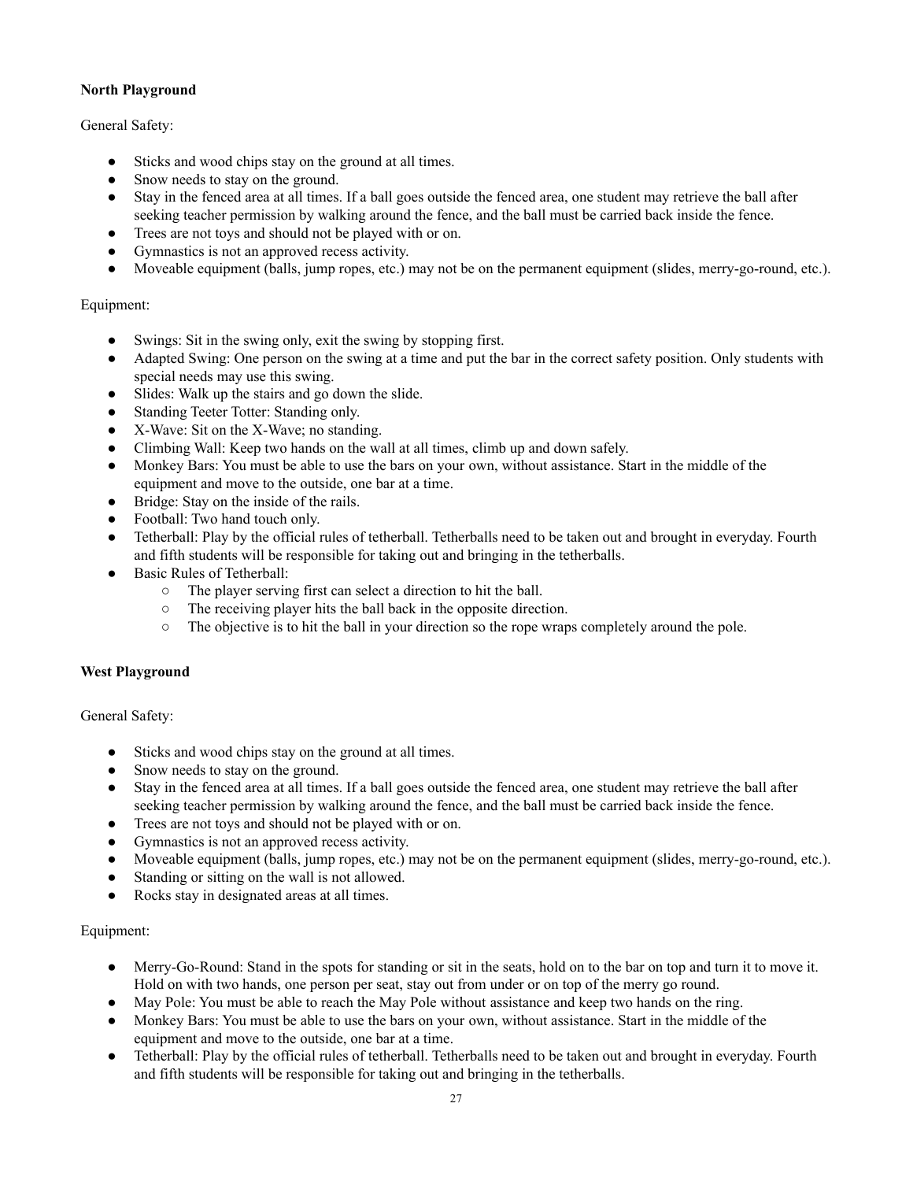**North Playground**

General Safety:

- Sticks and wood chips stay on the ground at all times.
- Snow needs to stay on the ground.
- Stay in the fenced area at all times. If a ball goes outside the fenced area, one student may retrieve the ball after seeking teacher permission by walking around the fence, and the ball must be carried back inside the fence.
- Trees are not toys and should not be played with or on.
- Gymnastics is not an approved recess activity.
- Moveable equipment (balls, jump ropes, etc.) may not be on the permanent equipment (slides, merry-go-round, etc.).

Equipment:

- Swings: Sit in the swing only, exit the swing by stopping first.
- Adapted Swing: One person on the swing at a time and put the bar in the correct safety position. Only students with special needs may use this swing.
- Slides: Walk up the stairs and go down the slide.
- Standing Teeter Totter: Standing only.
- X-Wave: Sit on the X-Wave; no standing.
- Climbing Wall: Keep two hands on the wall at all times, climb up and down safely.
- Monkey Bars: You must be able to use the bars on your own, without assistance. Start in the middle of the equipment and move to the outside, one bar at a time.
- Bridge: Stay on the inside of the rails.
- Football: Two hand touch only.
- Tetherball: Play by the official rules of tetherball. Tetherballs need to be taken out and brought in everyday. Fourth and fifth students will be responsible for taking out and bringing in the tetherballs.
- Basic Rules of Tetherball:
  - The player serving first can select a direction to hit the ball.
  - The receiving player hits the ball back in the opposite direction.
  - The objective is to hit the ball in your direction so the rope wraps completely around the pole.

**West Playground**

General Safety:

- Sticks and wood chips stay on the ground at all times.
- Snow needs to stay on the ground.
- Stay in the fenced area at all times. If a ball goes outside the fenced area, one student may retrieve the ball after seeking teacher permission by walking around the fence, and the ball must be carried back inside the fence.
- Trees are not toys and should not be played with or on.
- Gymnastics is not an approved recess activity.
- Moveable equipment (balls, jump ropes, etc.) may not be on the permanent equipment (slides, merry-go-round, etc.).
- Standing or sitting on the wall is not allowed.
- Rocks stay in designated areas at all times.

Equipment:

- Merry-Go-Round: Stand in the spots for standing or sit in the seats, hold on to the bar on top and turn it to move it. Hold on with two hands, one person per seat, stay out from under or on top of the merry go round.
- May Pole: You must be able to reach the May Pole without assistance and keep two hands on the ring.
- Monkey Bars: You must be able to use the bars on your own, without assistance. Start in the middle of the equipment and move to the outside, one bar at a time.
- Tetherball: Play by the official rules of tetherball. Tetherballs need to be taken out and brought in everyday. Fourth and fifth students will be responsible for taking out and bringing in the tetherballs.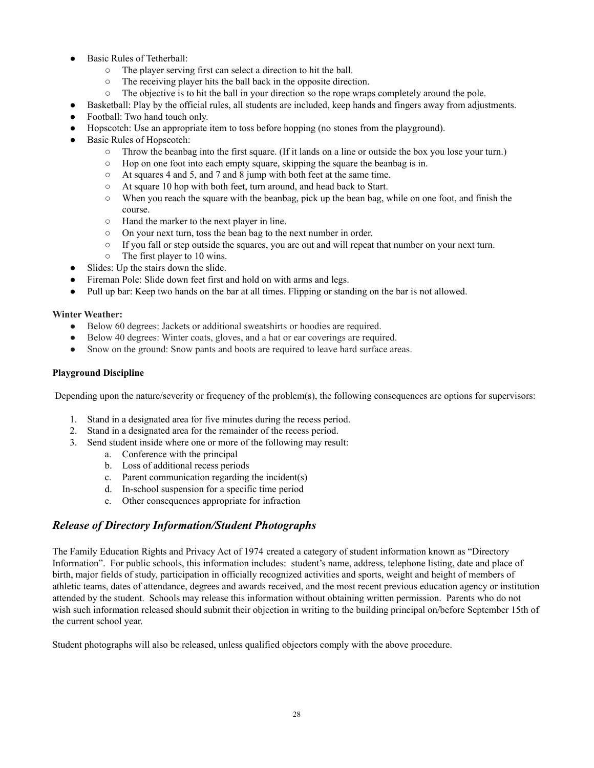- Basic Rules of Tetherball:
  - The player serving first can select a direction to hit the ball.
  - The receiving player hits the ball back in the opposite direction.
  - The objective is to hit the ball in your direction so the rope wraps completely around the pole.
- Basketball: Play by the official rules, all students are included, keep hands and fingers away from adjustments.
- Football: Two hand touch only.
- Hopscotch: Use an appropriate item to toss before hopping (no stones from the playground).
- Basic Rules of Hopscotch:
  - Throw the beanbag into the first square. (If it lands on a line or outside the box you lose your turn.)
  - Hop on one foot into each empty square, skipping the square the beanbag is in.
  - At squares 4 and 5, and 7 and 8 jump with both feet at the same time.
  - At square 10 hop with both feet, turn around, and head back to Start.
  - When you reach the square with the beanbag, pick up the bean bag, while on one foot, and finish the course.
  - Hand the marker to the next player in line.
  - On your next turn, toss the bean bag to the next number in order.
  - If you fall or step outside the squares, you are out and will repeat that number on your next turn.
  - The first player to 10 wins.
- Slides: Up the stairs down the slide.
- Fireman Pole: Slide down feet first and hold on with arms and legs.
- Pull up bar: Keep two hands on the bar at all times. Flipping or standing on the bar is not allowed.

**Winter Weather:**

- Below 60 degrees: Jackets or additional sweatshirts or hoodies are required.
- Below 40 degrees: Winter coats, gloves, and a hat or ear coverings are required.
- Snow on the ground: Snow pants and boots are required to leave hard surface areas.

**Playground Discipline**

Depending upon the nature/severity or frequency of the problem(s), the following consequences are options for supervisors:

1. Stand in a designated area for five minutes during the recess period.
2. Stand in a designated area for the remainder of the recess period.
3. Send student inside where one or more of the following may result:
   a. Conference with the principal
   b. Loss of additional recess periods
   c. Parent communication regarding the incident(s)
   d. In-school suspension for a specific time period
   e. Other consequences appropriate for infraction

## *Release of Directory Information/Student Photographs*

The Family Education Rights and Privacy Act of 1974 created a category of student information known as "Directory Information". For public schools, this information includes: student's name, address, telephone listing, date and place of birth, major fields of study, participation in officially recognized activities and sports, weight and height of members of athletic teams, dates of attendance, degrees and awards received, and the most recent previous education agency or institution attended by the student. Schools may release this information without obtaining written permission. Parents who do not wish such information released should submit their objection in writing to the building principal on/before September 15th of the current school year.

Student photographs will also be released, unless qualified objectors comply with the above procedure.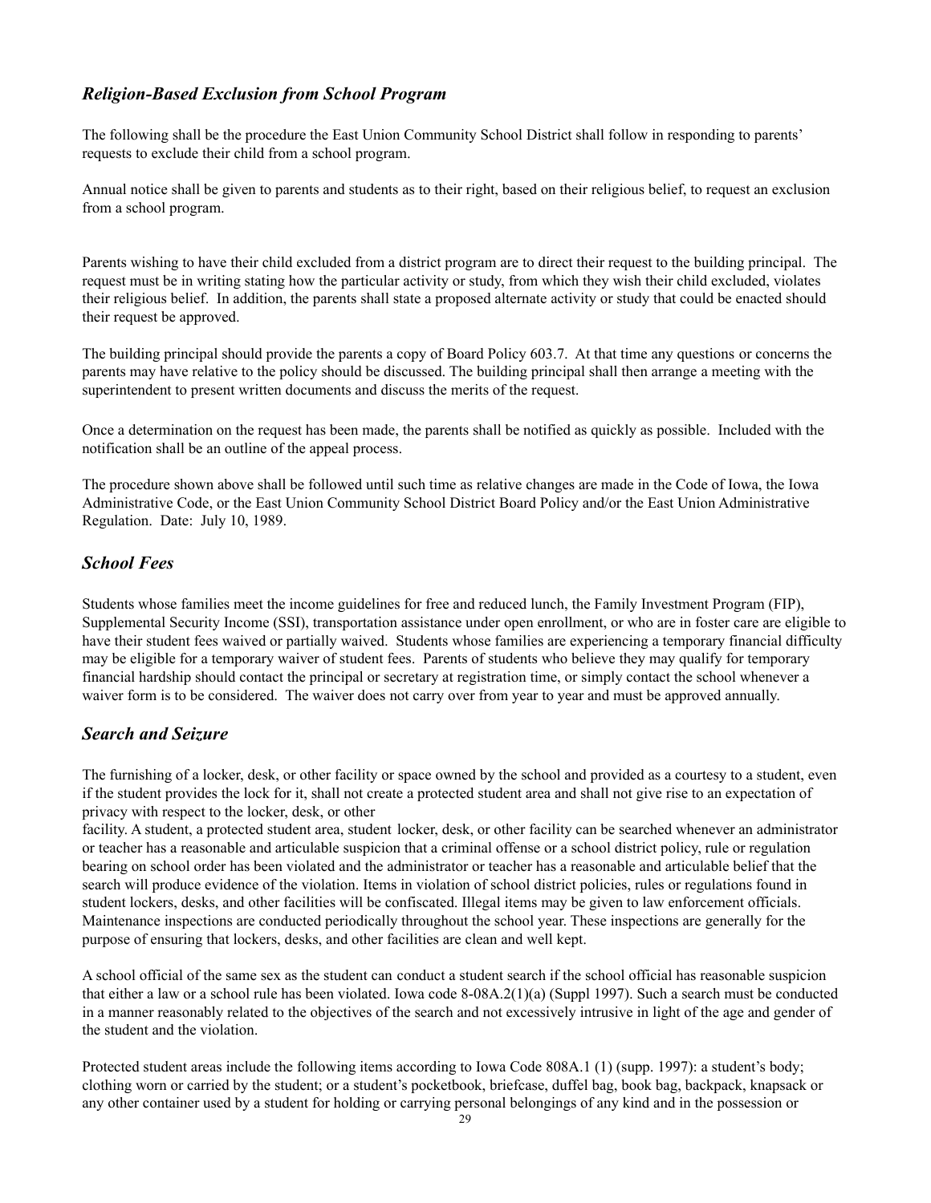### *Religion-Based Exclusion from School Program*

The following shall be the procedure the East Union Community School District shall follow in responding to parents' requests to exclude their child from a school program.

Annual notice shall be given to parents and students as to their right, based on their religious belief, to request an exclusion from a school program.

Parents wishing to have their child excluded from a district program are to direct their request to the building principal. The request must be in writing stating how the particular activity or study, from which they wish their child excluded, violates their religious belief. In addition, the parents shall state a proposed alternate activity or study that could be enacted should their request be approved.

The building principal should provide the parents a copy of Board Policy 603.7. At that time any questions or concerns the parents may have relative to the policy should be discussed. The building principal shall then arrange a meeting with the superintendent to present written documents and discuss the merits of the request.

Once a determination on the request has been made, the parents shall be notified as quickly as possible. Included with the notification shall be an outline of the appeal process.

The procedure shown above shall be followed until such time as relative changes are made in the Code of Iowa, the Iowa Administrative Code, or the East Union Community School District Board Policy and/or the East Union Administrative Regulation. Date: July 10, 1989.

### *School Fees*

Students whose families meet the income guidelines for free and reduced lunch, the Family Investment Program (FIP), Supplemental Security Income (SSI), transportation assistance under open enrollment, or who are in foster care are eligible to have their student fees waived or partially waived. Students whose families are experiencing a temporary financial difficulty may be eligible for a temporary waiver of student fees. Parents of students who believe they may qualify for temporary financial hardship should contact the principal or secretary at registration time, or simply contact the school whenever a waiver form is to be considered. The waiver does not carry over from year to year and must be approved annually.

### *Search and Seizure*

The furnishing of a locker, desk, or other facility or space owned by the school and provided as a courtesy to a student, even if the student provides the lock for it, shall not create a protected student area and shall not give rise to an expectation of privacy with respect to the locker, desk, or other facility. A student, a protected student area, student locker, desk, or other facility can be searched whenever an administrator or teacher has a reasonable and articulable suspicion that a criminal offense or a school district policy, rule or regulation bearing on school order has been violated and the administrator or teacher has a reasonable and articulable belief that the search will produce evidence of the violation. Items in violation of school district policies, rules or regulations found in student lockers, desks, and other facilities will be confiscated. Illegal items may be given to law enforcement officials. Maintenance inspections are conducted periodically throughout the school year. These inspections are generally for the purpose of ensuring that lockers, desks, and other facilities are clean and well kept.

A school official of the same sex as the student can conduct a student search if the school official has reasonable suspicion that either a law or a school rule has been violated. Iowa code 8-08A.2(1)(a) (Suppl 1997). Such a search must be conducted in a manner reasonably related to the objectives of the search and not excessively intrusive in light of the age and gender of the student and the violation.

Protected student areas include the following items according to Iowa Code 808A.1 (1) (supp. 1997): a student's body; clothing worn or carried by the student; or a student's pocketbook, briefcase, duffel bag, book bag, backpack, knapsack or any other container used by a student for holding or carrying personal belongings of any kind and in the possession or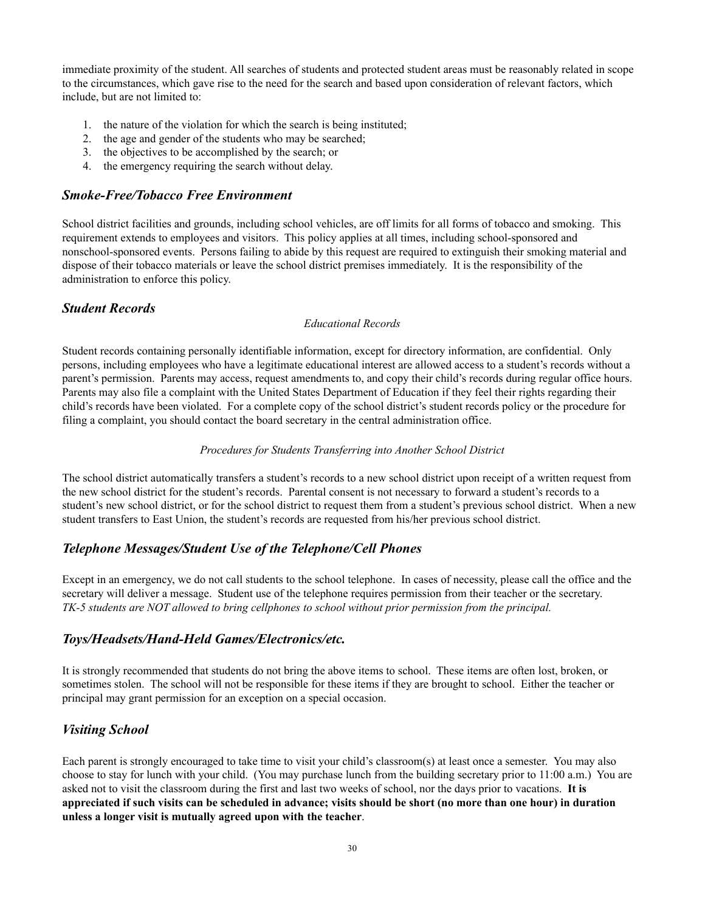immediate proximity of the student. All searches of students and protected student areas must be reasonably related in scope to the circumstances, which gave rise to the need for the search and based upon consideration of relevant factors, which include, but are not limited to:

1. the nature of the violation for which the search is being instituted;
2. the age and gender of the students who may be searched;
3. the objectives to be accomplished by the search; or
4. the emergency requiring the search without delay.

## *Smoke-Free/Tobacco Free Environment*

School district facilities and grounds, including school vehicles, are off limits for all forms of tobacco and smoking. This requirement extends to employees and visitors. This policy applies at all times, including school-sponsored and nonschool-sponsored events. Persons failing to abide by this request are required to extinguish their smoking material and dispose of their tobacco materials or leave the school district premises immediately. It is the responsibility of the administration to enforce this policy.

## *Student Records*

*Educational Records*

Student records containing personally identifiable information, except for directory information, are confidential. Only persons, including employees who have a legitimate educational interest are allowed access to a student's records without a parent's permission. Parents may access, request amendments to, and copy their child's records during regular office hours. Parents may also file a complaint with the United States Department of Education if they feel their rights regarding their child's records have been violated. For a complete copy of the school district's student records policy or the procedure for filing a complaint, you should contact the board secretary in the central administration office.

*Procedures for Students Transferring into Another School District*

The school district automatically transfers a student's records to a new school district upon receipt of a written request from the new school district for the student's records. Parental consent is not necessary to forward a student's records to a student's new school district, or for the school district to request them from a student's previous school district. When a new student transfers to East Union, the student's records are requested from his/her previous school district.

## *Telephone Messages/Student Use of the Telephone/Cell Phones*

Except in an emergency, we do not call students to the school telephone. In cases of necessity, please call the office and the secretary will deliver a message. Student use of the telephone requires permission from their teacher or the secretary. *TK-5 students are NOT allowed to bring cellphones to school without prior permission from the principal.*

## *Toys/Headsets/Hand-Held Games/Electronics/etc.*

It is strongly recommended that students do not bring the above items to school. These items are often lost, broken, or sometimes stolen. The school will not be responsible for these items if they are brought to school. Either the teacher or principal may grant permission for an exception on a special occasion.

## *Visiting School*

Each parent is strongly encouraged to take time to visit your child's classroom(s) at least once a semester. You may also choose to stay for lunch with your child. (You may purchase lunch from the building secretary prior to 11:00 a.m.) You are asked not to visit the classroom during the first and last two weeks of school, nor the days prior to vacations. **It is appreciated if such visits can be scheduled in advance; visits should be short (no more than one hour) in duration unless a longer visit is mutually agreed upon with the teacher**.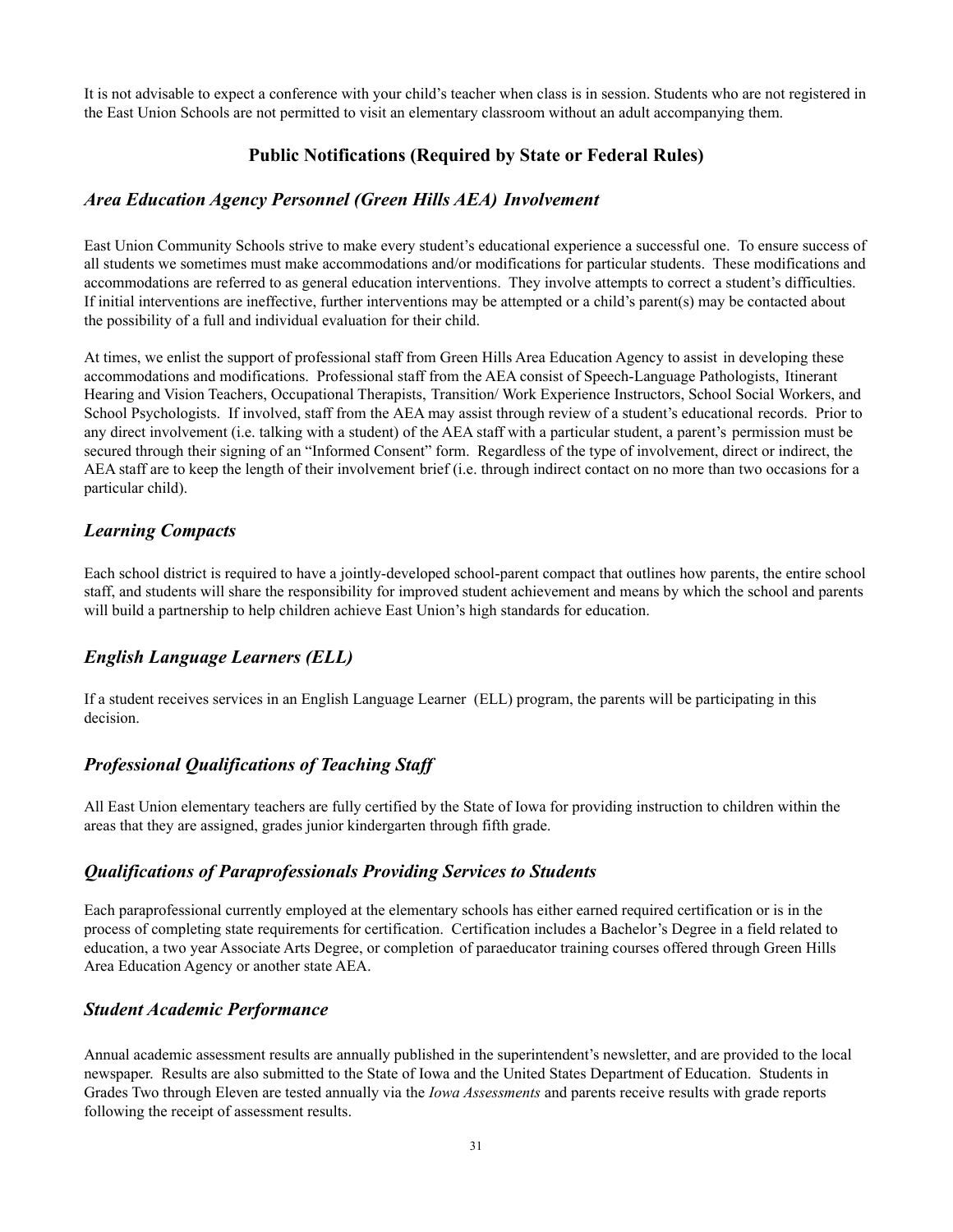It is not advisable to expect a conference with your child's teacher when class is in session. Students who are not registered in the East Union Schools are not permitted to visit an elementary classroom without an adult accompanying them.

## Public Notifications (Required by State or Federal Rules)

### *Area Education Agency Personnel (Green Hills AEA) Involvement*

East Union Community Schools strive to make every student's educational experience a successful one. To ensure success of all students we sometimes must make accommodations and/or modifications for particular students. These modifications and accommodations are referred to as general education interventions. They involve attempts to correct a student's difficulties. If initial interventions are ineffective, further interventions may be attempted or a child's parent(s) may be contacted about the possibility of a full and individual evaluation for their child.

At times, we enlist the support of professional staff from Green Hills Area Education Agency to assist in developing these accommodations and modifications. Professional staff from the AEA consist of Speech-Language Pathologists, Itinerant Hearing and Vision Teachers, Occupational Therapists, Transition/ Work Experience Instructors, School Social Workers, and School Psychologists. If involved, staff from the AEA may assist through review of a student's educational records. Prior to any direct involvement (i.e. talking with a student) of the AEA staff with a particular student, a parent's permission must be secured through their signing of an "Informed Consent" form. Regardless of the type of involvement, direct or indirect, the AEA staff are to keep the length of their involvement brief (i.e. through indirect contact on no more than two occasions for a particular child).

### *Learning Compacts*

Each school district is required to have a jointly-developed school-parent compact that outlines how parents, the entire school staff, and students will share the responsibility for improved student achievement and means by which the school and parents will build a partnership to help children achieve East Union's high standards for education.

### *English Language Learners (ELL)*

If a student receives services in an English Language Learner (ELL) program, the parents will be participating in this decision.

### *Professional Qualifications of Teaching Staff*

All East Union elementary teachers are fully certified by the State of Iowa for providing instruction to children within the areas that they are assigned, grades junior kindergarten through fifth grade.

### *Qualifications of Paraprofessionals Providing Services to Students*

Each paraprofessional currently employed at the elementary schools has either earned required certification or is in the process of completing state requirements for certification. Certification includes a Bachelor's Degree in a field related to education, a two year Associate Arts Degree, or completion of paraeducator training courses offered through Green Hills Area Education Agency or another state AEA.

### *Student Academic Performance*

Annual academic assessment results are annually published in the superintendent's newsletter, and are provided to the local newspaper. Results are also submitted to the State of Iowa and the United States Department of Education. Students in Grades Two through Eleven are tested annually via the *Iowa Assessments* and parents receive results with grade reports following the receipt of assessment results.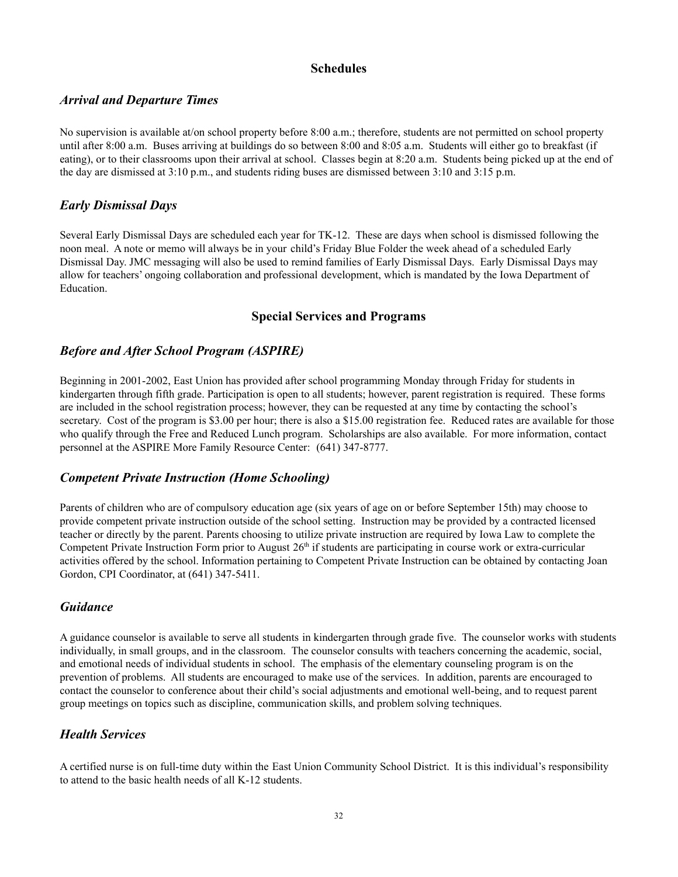## Schedules

### *Arrival and Departure Times*

No supervision is available at/on school property before 8:00 a.m.; therefore, students are not permitted on school property until after 8:00 a.m. Buses arriving at buildings do so between 8:00 and 8:05 a.m. Students will either go to breakfast (if eating), or to their classrooms upon their arrival at school. Classes begin at 8:20 a.m. Students being picked up at the end of the day are dismissed at 3:10 p.m., and students riding buses are dismissed between 3:10 and 3:15 p.m.

### *Early Dismissal Days*

Several Early Dismissal Days are scheduled each year for TK-12. These are days when school is dismissed following the noon meal. A note or memo will always be in your child's Friday Blue Folder the week ahead of a scheduled Early Dismissal Day. JMC messaging will also be used to remind families of Early Dismissal Days. Early Dismissal Days may allow for teachers' ongoing collaboration and professional development, which is mandated by the Iowa Department of Education.

## Special Services and Programs

### *Before and After School Program (ASPIRE)*

Beginning in 2001-2002, East Union has provided after school programming Monday through Friday for students in kindergarten through fifth grade. Participation is open to all students; however, parent registration is required. These forms are included in the school registration process; however, they can be requested at any time by contacting the school's secretary. Cost of the program is $3.00 per hour; there is also a $15.00 registration fee. Reduced rates are available for those who qualify through the Free and Reduced Lunch program. Scholarships are also available. For more information, contact personnel at the ASPIRE More Family Resource Center: (641) 347-8777.

### *Competent Private Instruction (Home Schooling)*

Parents of children who are of compulsory education age (six years of age on or before September 15th) may choose to provide competent private instruction outside of the school setting. Instruction may be provided by a contracted licensed teacher or directly by the parent. Parents choosing to utilize private instruction are required by Iowa Law to complete the Competent Private Instruction Form prior to August 26th if students are participating in course work or extra-curricular activities offered by the school. Information pertaining to Competent Private Instruction can be obtained by contacting Joan Gordon, CPI Coordinator, at (641) 347-5411.

### *Guidance*

A guidance counselor is available to serve all students in kindergarten through grade five. The counselor works with students individually, in small groups, and in the classroom. The counselor consults with teachers concerning the academic, social, and emotional needs of individual students in school. The emphasis of the elementary counseling program is on the prevention of problems. All students are encouraged to make use of the services. In addition, parents are encouraged to contact the counselor to conference about their child's social adjustments and emotional well-being, and to request parent group meetings on topics such as discipline, communication skills, and problem solving techniques.

### *Health Services*

A certified nurse is on full-time duty within the East Union Community School District. It is this individual's responsibility to attend to the basic health needs of all K-12 students.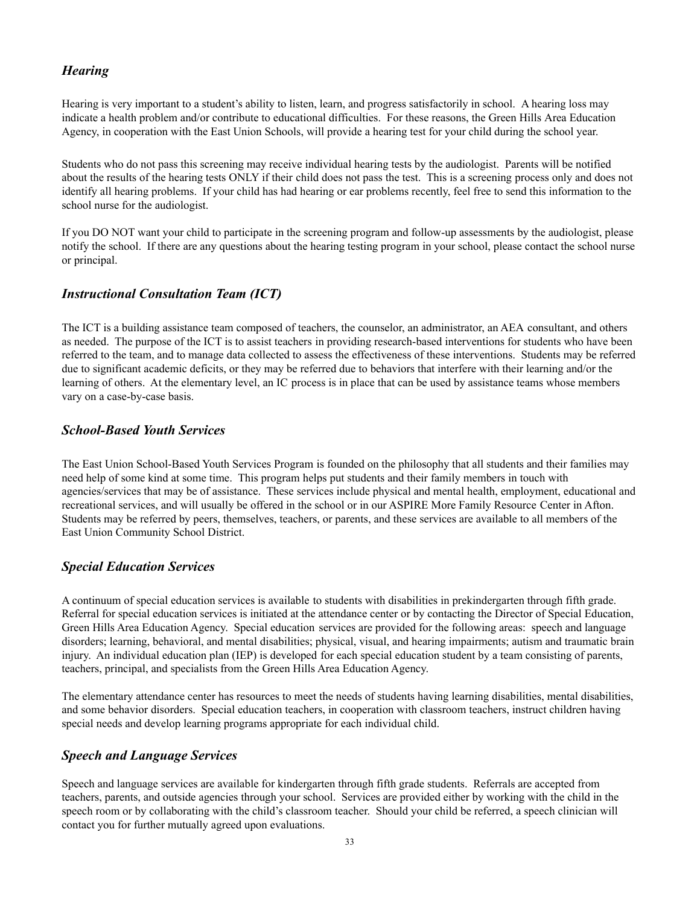### *Hearing*

Hearing is very important to a student's ability to listen, learn, and progress satisfactorily in school. A hearing loss may indicate a health problem and/or contribute to educational difficulties. For these reasons, the Green Hills Area Education Agency, in cooperation with the East Union Schools, will provide a hearing test for your child during the school year.

Students who do not pass this screening may receive individual hearing tests by the audiologist. Parents will be notified about the results of the hearing tests ONLY if their child does not pass the test. This is a screening process only and does not identify all hearing problems. If your child has had hearing or ear problems recently, feel free to send this information to the school nurse for the audiologist.

If you DO NOT want your child to participate in the screening program and follow-up assessments by the audiologist, please notify the school. If there are any questions about the hearing testing program in your school, please contact the school nurse or principal.

### *Instructional Consultation Team (ICT)*

The ICT is a building assistance team composed of teachers, the counselor, an administrator, an AEA consultant, and others as needed. The purpose of the ICT is to assist teachers in providing research-based interventions for students who have been referred to the team, and to manage data collected to assess the effectiveness of these interventions. Students may be referred due to significant academic deficits, or they may be referred due to behaviors that interfere with their learning and/or the learning of others. At the elementary level, an IC process is in place that can be used by assistance teams whose members vary on a case-by-case basis.

### *School-Based Youth Services*

The East Union School-Based Youth Services Program is founded on the philosophy that all students and their families may need help of some kind at some time. This program helps put students and their family members in touch with agencies/services that may be of assistance. These services include physical and mental health, employment, educational and recreational services, and will usually be offered in the school or in our ASPIRE More Family Resource Center in Afton. Students may be referred by peers, themselves, teachers, or parents, and these services are available to all members of the East Union Community School District.

### *Special Education Services*

A continuum of special education services is available to students with disabilities in prekindergarten through fifth grade. Referral for special education services is initiated at the attendance center or by contacting the Director of Special Education, Green Hills Area Education Agency. Special education services are provided for the following areas: speech and language disorders; learning, behavioral, and mental disabilities; physical, visual, and hearing impairments; autism and traumatic brain injury. An individual education plan (IEP) is developed for each special education student by a team consisting of parents, teachers, principal, and specialists from the Green Hills Area Education Agency.

The elementary attendance center has resources to meet the needs of students having learning disabilities, mental disabilities, and some behavior disorders. Special education teachers, in cooperation with classroom teachers, instruct children having special needs and develop learning programs appropriate for each individual child.

### *Speech and Language Services*

Speech and language services are available for kindergarten through fifth grade students. Referrals are accepted from teachers, parents, and outside agencies through your school. Services are provided either by working with the child in the speech room or by collaborating with the child's classroom teacher. Should your child be referred, a speech clinician will contact you for further mutually agreed upon evaluations.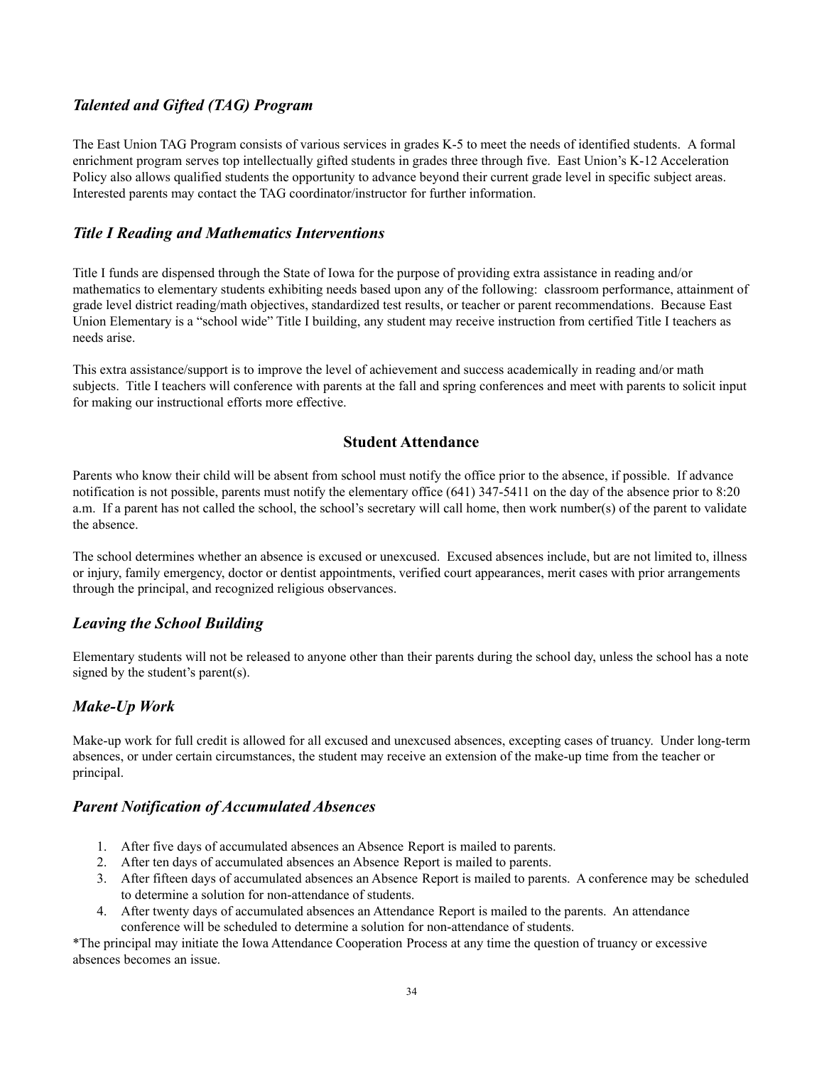### *Talented and Gifted (TAG) Program*

The East Union TAG Program consists of various services in grades K-5 to meet the needs of identified students. A formal enrichment program serves top intellectually gifted students in grades three through five. East Union's K-12 Acceleration Policy also allows qualified students the opportunity to advance beyond their current grade level in specific subject areas. Interested parents may contact the TAG coordinator/instructor for further information.

### *Title I Reading and Mathematics Interventions*

Title I funds are dispensed through the State of Iowa for the purpose of providing extra assistance in reading and/or mathematics to elementary students exhibiting needs based upon any of the following: classroom performance, attainment of grade level district reading/math objectives, standardized test results, or teacher or parent recommendations. Because East Union Elementary is a "school wide" Title I building, any student may receive instruction from certified Title I teachers as needs arise.

This extra assistance/support is to improve the level of achievement and success academically in reading and/or math subjects. Title I teachers will conference with parents at the fall and spring conferences and meet with parents to solicit input for making our instructional efforts more effective.

## Student Attendance

Parents who know their child will be absent from school must notify the office prior to the absence, if possible. If advance notification is not possible, parents must notify the elementary office (641) 347-5411 on the day of the absence prior to 8:20 a.m. If a parent has not called the school, the school's secretary will call home, then work number(s) of the parent to validate the absence.

The school determines whether an absence is excused or unexcused. Excused absences include, but are not limited to, illness or injury, family emergency, doctor or dentist appointments, verified court appearances, merit cases with prior arrangements through the principal, and recognized religious observances.

### *Leaving the School Building*

Elementary students will not be released to anyone other than their parents during the school day, unless the school has a note signed by the student's parent(s).

### *Make-Up Work*

Make-up work for full credit is allowed for all excused and unexcused absences, excepting cases of truancy. Under long-term absences, or under certain circumstances, the student may receive an extension of the make-up time from the teacher or principal.

### *Parent Notification of Accumulated Absences*

1. After five days of accumulated absences an Absence Report is mailed to parents.
2. After ten days of accumulated absences an Absence Report is mailed to parents.
3. After fifteen days of accumulated absences an Absence Report is mailed to parents. A conference may be scheduled to determine a solution for non-attendance of students.
4. After twenty days of accumulated absences an Attendance Report is mailed to the parents. An attendance conference will be scheduled to determine a solution for non-attendance of students.

*The principal may initiate the Iowa Attendance Cooperation Process at any time the question of truancy or excessive absences becomes an issue.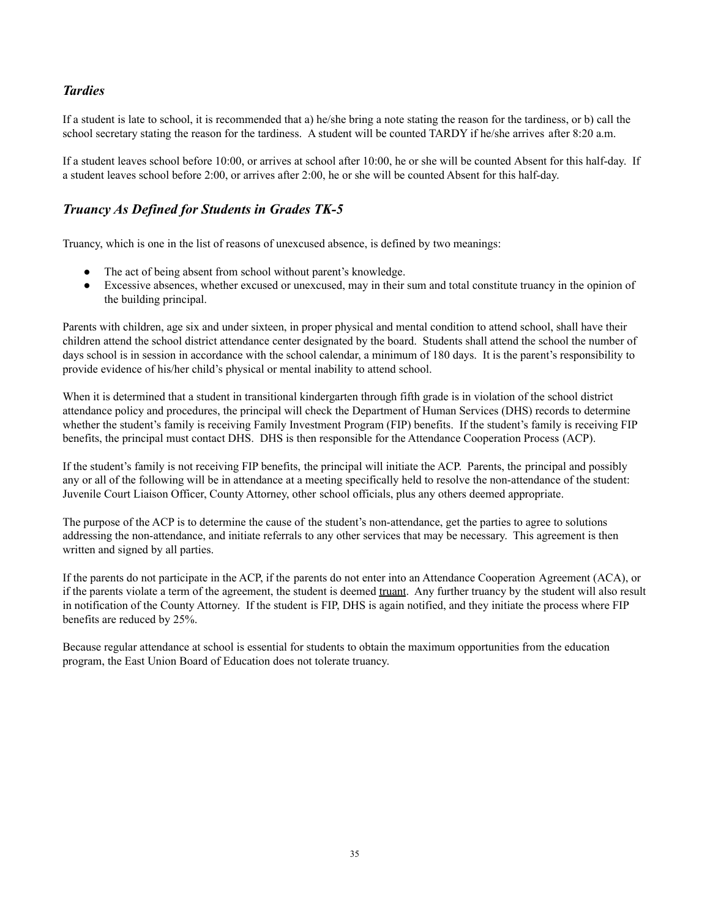### *Tardies*

If a student is late to school, it is recommended that a) he/she bring a note stating the reason for the tardiness, or b) call the school secretary stating the reason for the tardiness. A student will be counted TARDY if he/she arrives after 8:20 a.m.

If a student leaves school before 10:00, or arrives at school after 10:00, he or she will be counted Absent for this half-day. If a student leaves school before 2:00, or arrives after 2:00, he or she will be counted Absent for this half-day.

### *Truancy As Defined for Students in Grades TK-5*

Truancy, which is one in the list of reasons of unexcused absence, is defined by two meanings:

- The act of being absent from school without parent's knowledge.
- Excessive absences, whether excused or unexcused, may in their sum and total constitute truancy in the opinion of the building principal.

Parents with children, age six and under sixteen, in proper physical and mental condition to attend school, shall have their children attend the school district attendance center designated by the board. Students shall attend the school the number of days school is in session in accordance with the school calendar, a minimum of 180 days. It is the parent's responsibility to provide evidence of his/her child's physical or mental inability to attend school.

When it is determined that a student in transitional kindergarten through fifth grade is in violation of the school district attendance policy and procedures, the principal will check the Department of Human Services (DHS) records to determine whether the student's family is receiving Family Investment Program (FIP) benefits. If the student's family is receiving FIP benefits, the principal must contact DHS. DHS is then responsible for the Attendance Cooperation Process (ACP).

If the student's family is not receiving FIP benefits, the principal will initiate the ACP. Parents, the principal and possibly any or all of the following will be in attendance at a meeting specifically held to resolve the non-attendance of the student: Juvenile Court Liaison Officer, County Attorney, other school officials, plus any others deemed appropriate.

The purpose of the ACP is to determine the cause of the student's non-attendance, get the parties to agree to solutions addressing the non-attendance, and initiate referrals to any other services that may be necessary. This agreement is then written and signed by all parties.

If the parents do not participate in the ACP, if the parents do not enter into an Attendance Cooperation Agreement (ACA), or if the parents violate a term of the agreement, the student is deemed truant. Any further truancy by the student will also result in notification of the County Attorney. If the student is FIP, DHS is again notified, and they initiate the process where FIP benefits are reduced by 25%.

Because regular attendance at school is essential for students to obtain the maximum opportunities from the education program, the East Union Board of Education does not tolerate truancy.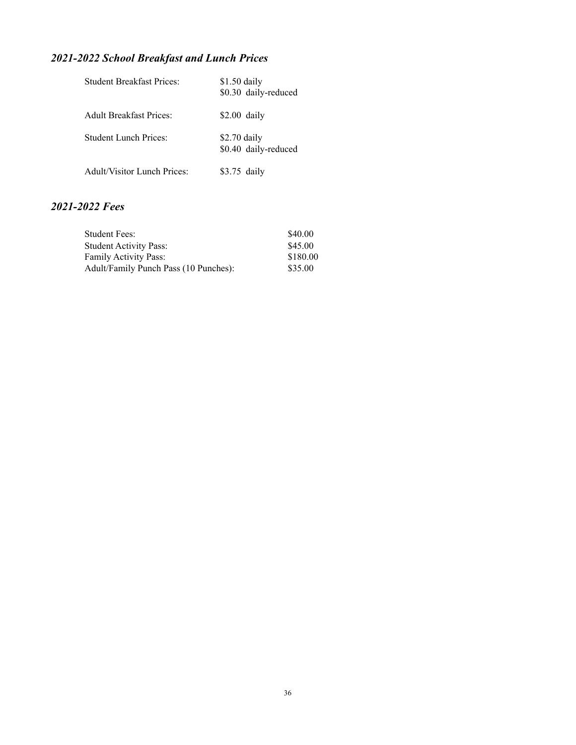## *2021-2022 School Breakfast and Lunch Prices*

| | |
|---|---|
| Student Breakfast Prices: | $1.50 daily<br>$0.30 daily-reduced |
| Adult Breakfast Prices: | $2.00 daily |
| Student Lunch Prices: | $2.70 daily<br>$0.40 daily-reduced |
| Adult/Visitor Lunch Prices: | $3.75 daily |

## *2021-2022 Fees*

| | |
|---|---|
| Student Fees: | $40.00 |
| Student Activity Pass: | $45.00 |
| Family Activity Pass: | $180.00 |
| Adult/Family Punch Pass (10 Punches): | $35.00 |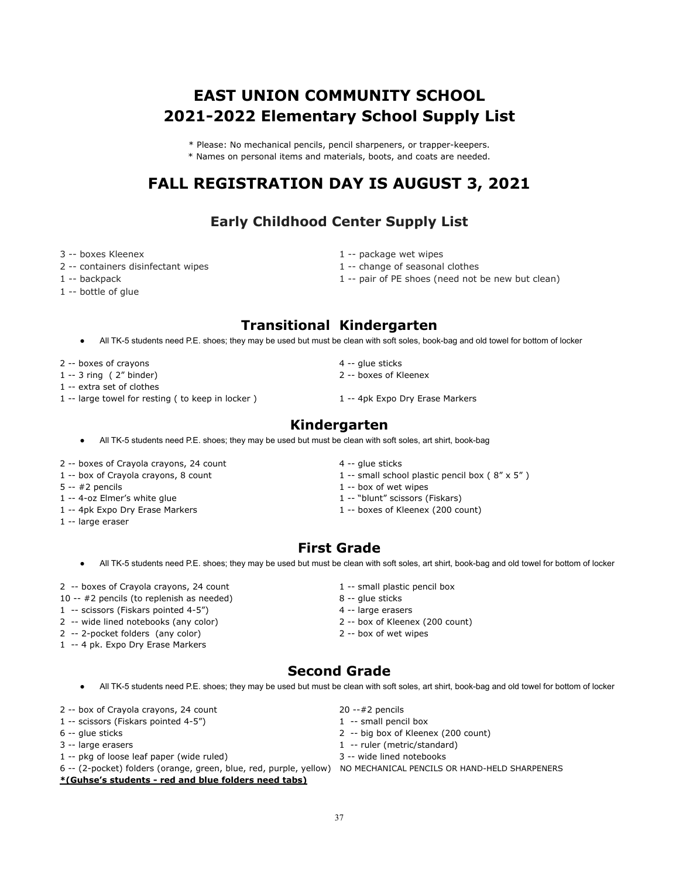# EAST UNION COMMUNITY SCHOOL
# 2021-2022 Elementary School Supply List

* Please: No mechanical pencils, pencil sharpeners, or trapper-keepers.
* Names on personal items and materials, boots, and coats are needed.

# FALL REGISTRATION DAY IS AUGUST 3, 2021

## Early Childhood Center Supply List

3 -- boxes Kleenex
2 -- containers disinfectant wipes
1 -- backpack
1 -- bottle of glue
1 -- package wet wipes
1 -- change of seasonal clothes
1 -- pair of PE shoes (need not be new but clean)

## Transitional Kindergarten

- All TK-5 students need P.E. shoes; they may be used but must be clean with soft soles, book-bag and old towel for bottom of locker

2 -- boxes of crayons
1 -- 3 ring ( 2" binder)
1 -- extra set of clothes
1 -- large towel for resting ( to keep in locker )
4 -- glue sticks
2 -- boxes of Kleenex
1 -- 4pk Expo Dry Erase Markers

## Kindergarten

- All TK-5 students need P.E. shoes; they may be used but must be clean with soft soles, art shirt, book-bag

2 -- boxes of Crayola crayons, 24 count
1 -- box of Crayola crayons, 8 count
5 -- #2 pencils
1 -- 4-oz Elmer's white glue
1 -- 4pk Expo Dry Erase Markers
1 -- large eraser
4 -- glue sticks
1 -- small school plastic pencil box ( 8" x 5" )
1 -- box of wet wipes
1 -- "blunt" scissors (Fiskars)
1 -- boxes of Kleenex (200 count)

## First Grade

- All TK-5 students need P.E. shoes; they may be used but must be clean with soft soles, art shirt, book-bag and old towel for bottom of locker

2 -- boxes of Crayola crayons, 24 count
10 -- #2 pencils (to replenish as needed)
1 -- scissors (Fiskars pointed 4-5")
2 -- wide lined notebooks (any color)
2 -- 2-pocket folders (any color)
1 -- 4 pk. Expo Dry Erase Markers
1 -- small plastic pencil box
8 -- glue sticks
4 -- large erasers
2 -- box of Kleenex (200 count)
2 -- box of wet wipes

## Second Grade

- All TK-5 students need P.E. shoes; they may be used but must be clean with soft soles, art shirt, book-bag and old towel for bottom of locker

2 -- box of Crayola crayons, 24 count
1 -- scissors (Fiskars pointed 4-5")
6 -- glue sticks
3 -- large erasers
1 -- pkg of loose leaf paper (wide ruled)
6 -- (2-pocket) folders (orange, green, blue, red, purple, yellow)
**\*(Guhse's students - red and blue folders need tabs)**
20 --#2 pencils
1 -- small pencil box
2 -- big box of Kleenex (200 count)
1 -- ruler (metric/standard)
3 -- wide lined notebooks

NO MECHANICAL PENCILS OR HAND-HELD SHARPENERS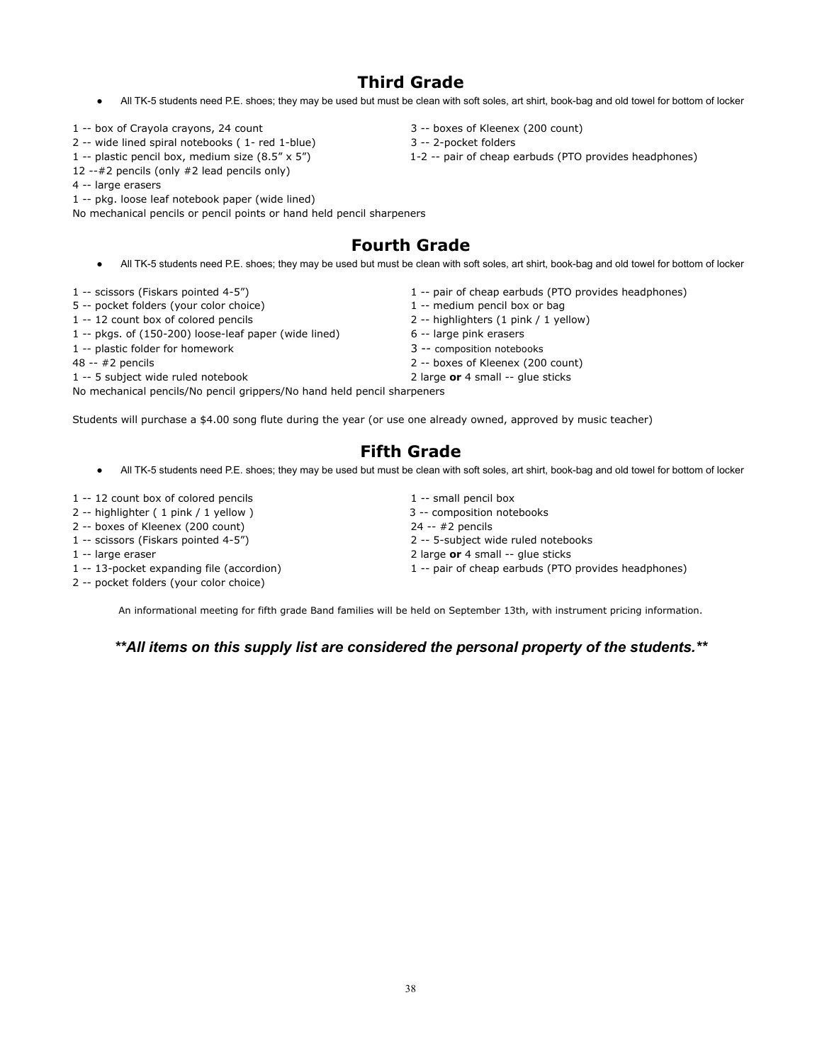## Third Grade

- All TK-5 students need P.E. shoes; they may be used but must be clean with soft soles, art shirt, book-bag and old towel for bottom of locker

1 -- box of Crayola crayons, 24 count
2 -- wide lined spiral notebooks ( 1- red 1-blue)
1 -- plastic pencil box, medium size (8.5” x 5”)
12 --#2 pencils (only #2 lead pencils only)
4 -- large erasers
1 -- pkg. loose leaf notebook paper (wide lined)
No mechanical pencils or pencil points or hand held pencil sharpeners

3 -- boxes of Kleenex (200 count)
3 -- 2-pocket folders
1-2 -- pair of cheap earbuds (PTO provides headphones)

## Fourth Grade

- All TK-5 students need P.E. shoes; they may be used but must be clean with soft soles, art shirt, book-bag and old towel for bottom of locker

1 -- scissors (Fiskars pointed 4-5”)
5 -- pocket folders (your color choice)
1 -- 12 count box of colored pencils
1 -- pkgs. of (150-200) loose-leaf paper (wide lined)
1 -- plastic folder for homework
48 -- #2 pencils
1 -- 5 subject wide ruled notebook
No mechanical pencils/No pencil grippers/No hand held pencil sharpeners

1 -- pair of cheap earbuds (PTO provides headphones)
1 -- medium pencil box or bag
2 -- highlighters (1 pink / 1 yellow)
6 -- large pink erasers
3 -- composition notebooks
2 -- boxes of Kleenex (200 count)
2 large **or** 4 small -- glue sticks

Students will purchase a $4.00 song flute during the year (or use one already owned, approved by music teacher)

## Fifth Grade

- All TK-5 students need P.E. shoes; they may be used but must be clean with soft soles, art shirt, book-bag and old towel for bottom of locker

1 -- 12 count box of colored pencils
2 -- highlighter ( 1 pink / 1 yellow )
2 -- boxes of Kleenex (200 count)
1 -- scissors (Fiskars pointed 4-5”)
1 -- large eraser
1 -- 13-pocket expanding file (accordion)
2 -- pocket folders (your color choice)

1 -- small pencil box
3 -- composition notebooks
24 -- #2 pencils
2 -- 5-subject wide ruled notebooks
2 large **or** 4 small -- glue sticks
1 -- pair of cheap earbuds (PTO provides headphones)

An informational meeting for fifth grade Band families will be held on September 13th, with instrument pricing information.

***\*\*All items on this supply list are considered the personal property of the students.\*\****